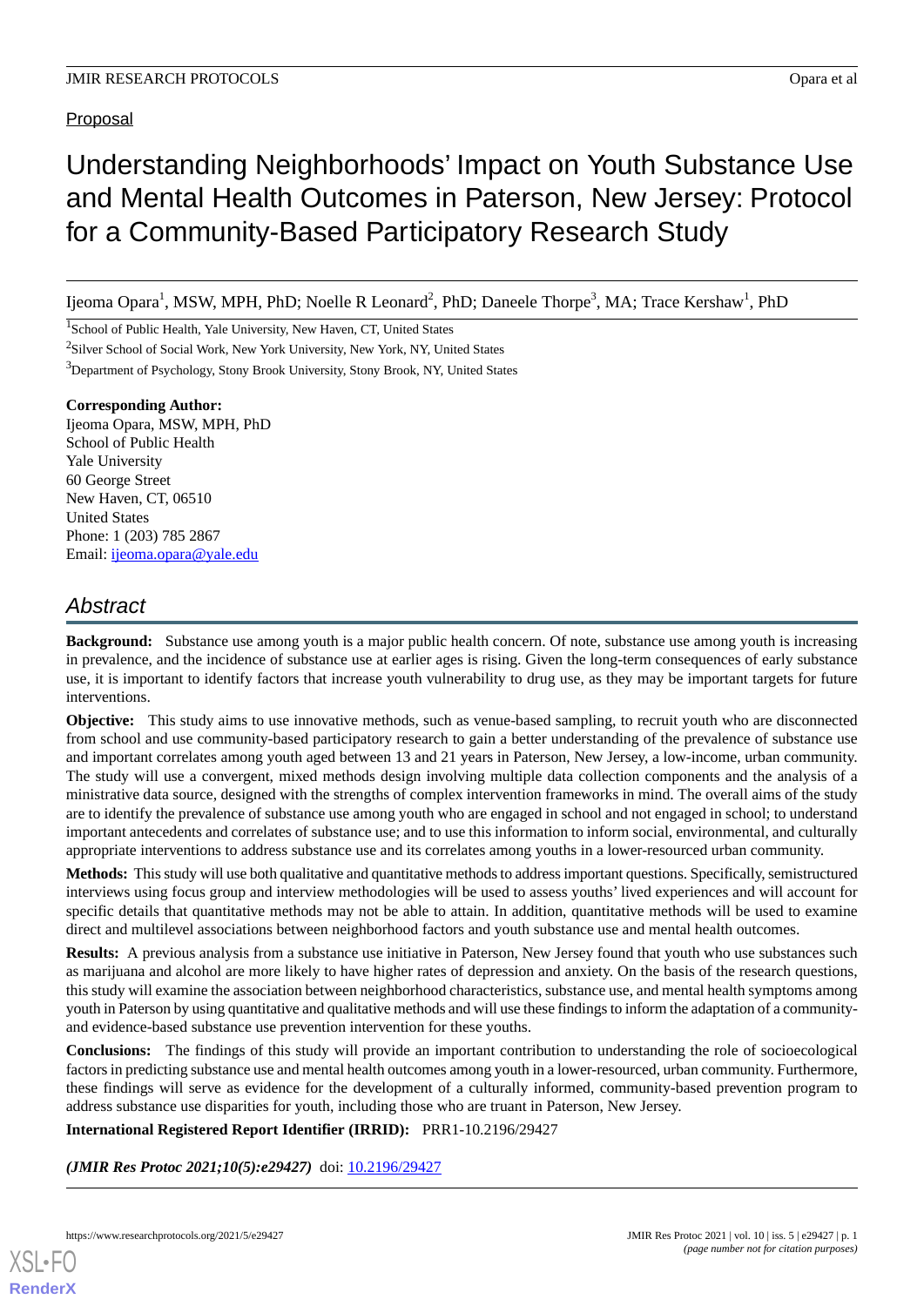Proposal

# Understanding Neighborhoods' Impact on Youth Substance Use and Mental Health Outcomes in Paterson, New Jersey: Protocol for a Community-Based Participatory Research Study

Ijeoma Opara[1], MSW, MPH, PhD; Noelle R Leonard[2], PhD; Daneele Thorpe[3], MA; Trace Kershaw[1], PhD

[1]School of Public Health, Yale University, New Haven, CT, United States

[2]Silver School of Social Work, New York University, New York, NY, United States

[3]Department of Psychology, Stony Brook University, Stony Brook, NY, United States

**Corresponding Author:**
Ijeoma Opara, MSW, MPH, PhD
School of Public Health
Yale University
60 George Street
New Haven, CT, 06510
United States
Phone: 1 (203) 785 2867
Email: ijeoma.opara@yale.edu

## Abstract

**Background:** Substance use among youth is a major public health concern. Of note, substance use among youth is increasing in prevalence, and the incidence of substance use at earlier ages is rising. Given the long-term consequences of early substance use, it is important to identify factors that increase youth vulnerability to drug use, as they may be important targets for future interventions.

**Objective:** This study aims to use innovative methods, such as venue-based sampling, to recruit youth who are disconnected from school and use community-based participatory research to gain a better understanding of the prevalence of substance use and important correlates among youth aged between 13 and 21 years in Paterson, New Jersey, a low-income, urban community. The study will use a convergent, mixed methods design involving multiple data collection components and the analysis of a ministrative data source, designed with the strengths of complex intervention frameworks in mind. The overall aims of the study are to identify the prevalence of substance use among youth who are engaged in school and not engaged in school; to understand important antecedents and correlates of substance use; and to use this information to inform social, environmental, and culturally appropriate interventions to address substance use and its correlates among youths in a lower-resourced urban community.

**Methods:** This study will use both qualitative and quantitative methods to address important questions. Specifically, semistructured interviews using focus group and interview methodologies will be used to assess youths' lived experiences and will account for specific details that quantitative methods may not be able to attain. In addition, quantitative methods will be used to examine direct and multilevel associations between neighborhood factors and youth substance use and mental health outcomes.

**Results:** A previous analysis from a substance use initiative in Paterson, New Jersey found that youth who use substances such as marijuana and alcohol are more likely to have higher rates of depression and anxiety. On the basis of the research questions, this study will examine the association between neighborhood characteristics, substance use, and mental health symptoms among youth in Paterson by using quantitative and qualitative methods and will use these findings to inform the adaptation of a community- and evidence-based substance use prevention intervention for these youths.

**Conclusions:** The findings of this study will provide an important contribution to understanding the role of socioecological factors in predicting substance use and mental health outcomes among youth in a lower-resourced, urban community. Furthermore, these findings will serve as evidence for the development of a culturally informed, community-based prevention program to address substance use disparities for youth, including those who are truant in Paterson, New Jersey.

**International Registered Report Identifier (IRRID):** PRR1-10.2196/29427

***(JMIR Res Protoc 2021;10(5):e29427)*** doi: 10.2196/29427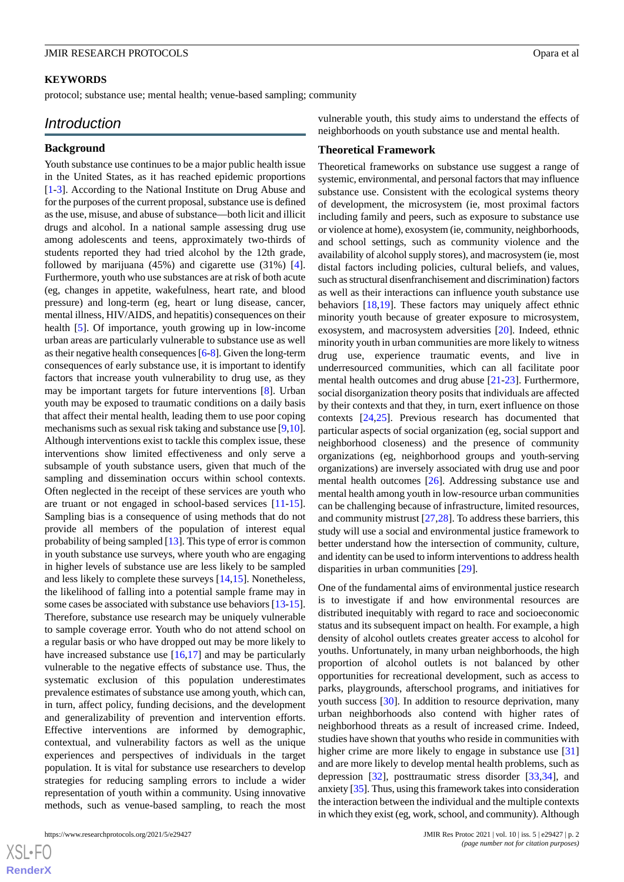**KEYWORDS**

protocol; substance use; mental health; venue-based sampling; community

## Introduction

### Background

Youth substance use continues to be a major public health issue in the United States, as it has reached epidemic proportions [1-3]. According to the National Institute on Drug Abuse and for the purposes of the current proposal, substance use is defined as the use, misuse, and abuse of substance—both licit and illicit drugs and alcohol. In a national sample assessing drug use among adolescents and teens, approximately two-thirds of students reported they had tried alcohol by the 12th grade, followed by marijuana (45%) and cigarette use (31%) [4]. Furthermore, youth who use substances are at risk of both acute (eg, changes in appetite, wakefulness, heart rate, and blood pressure) and long-term (eg, heart or lung disease, cancer, mental illness, HIV/AIDS, and hepatitis) consequences on their health [5]. Of importance, youth growing up in low-income urban areas are particularly vulnerable to substance use as well as their negative health consequences [6-8]. Given the long-term consequences of early substance use, it is important to identify factors that increase youth vulnerability to drug use, as they may be important targets for future interventions [8]. Urban youth may be exposed to traumatic conditions on a daily basis that affect their mental health, leading them to use poor coping mechanisms such as sexual risk taking and substance use [9,10]. Although interventions exist to tackle this complex issue, these interventions show limited effectiveness and only serve a subsample of youth substance users, given that much of the sampling and dissemination occurs within school contexts. Often neglected in the receipt of these services are youth who are truant or not engaged in school-based services [11-15]. Sampling bias is a consequence of using methods that do not provide all members of the population of interest equal probability of being sampled [13]. This type of error is common in youth substance use surveys, where youth who are engaging in higher levels of substance use are less likely to be sampled and less likely to complete these surveys [14,15]. Nonetheless, the likelihood of falling into a potential sample frame may in some cases be associated with substance use behaviors [13-15]. Therefore, substance use research may be uniquely vulnerable to sample coverage error. Youth who do not attend school on a regular basis or who have dropped out may be more likely to have increased substance use [16,17] and may be particularly vulnerable to the negative effects of substance use. Thus, the systematic exclusion of this population underestimates prevalence estimates of substance use among youth, which can, in turn, affect policy, funding decisions, and the development and generalizability of prevention and intervention efforts. Effective interventions are informed by demographic, contextual, and vulnerability factors as well as the unique experiences and perspectives of individuals in the target population. It is vital for substance use researchers to develop strategies for reducing sampling errors to include a wider representation of youth within a community. Using innovative methods, such as venue-based sampling, to reach the most vulnerable youth, this study aims to understand the effects of neighborhoods on youth substance use and mental health.

### Theoretical Framework

Theoretical frameworks on substance use suggest a range of systemic, environmental, and personal factors that may influence substance use. Consistent with the ecological systems theory of development, the microsystem (ie, most proximal factors including family and peers, such as exposure to substance use or violence at home), exosystem (ie, community, neighborhoods, and school settings, such as community violence and the availability of alcohol supply stores), and macrosystem (ie, most distal factors including policies, cultural beliefs, and values, such as structural disenfranchisement and discrimination) factors as well as their interactions can influence youth substance use behaviors [18,19]. These factors may uniquely affect ethnic minority youth because of greater exposure to microsystem, exosystem, and macrosystem adversities [20]. Indeed, ethnic minority youth in urban communities are more likely to witness drug use, experience traumatic events, and live in underresourced communities, which can all facilitate poor mental health outcomes and drug abuse [21-23]. Furthermore, social disorganization theory posits that individuals are affected by their contexts and that they, in turn, exert influence on those contexts [24,25]. Previous research has documented that particular aspects of social organization (eg, social support and neighborhood closeness) and the presence of community organizations (eg, neighborhood groups and youth-serving organizations) are inversely associated with drug use and poor mental health outcomes [26]. Addressing substance use and mental health among youth in low-resource urban communities can be challenging because of infrastructure, limited resources, and community mistrust [27,28]. To address these barriers, this study will use a social and environmental justice framework to better understand how the intersection of community, culture, and identity can be used to inform interventions to address health disparities in urban communities [29].

One of the fundamental aims of environmental justice research is to investigate if and how environmental resources are distributed inequitably with regard to race and socioeconomic status and its subsequent impact on health. For example, a high density of alcohol outlets creates greater access to alcohol for youths. Unfortunately, in many urban neighborhoods, the high proportion of alcohol outlets is not balanced by other opportunities for recreational development, such as access to parks, playgrounds, afterschool programs, and initiatives for youth success [30]. In addition to resource deprivation, many urban neighborhoods also contend with higher rates of neighborhood threats as a result of increased crime. Indeed, studies have shown that youths who reside in communities with higher crime are more likely to engage in substance use [31] and are more likely to develop mental health problems, such as depression [32], posttraumatic stress disorder [33,34], and anxiety [35]. Thus, using this framework takes into consideration the interaction between the individual and the multiple contexts in which they exist (eg, work, school, and community). Although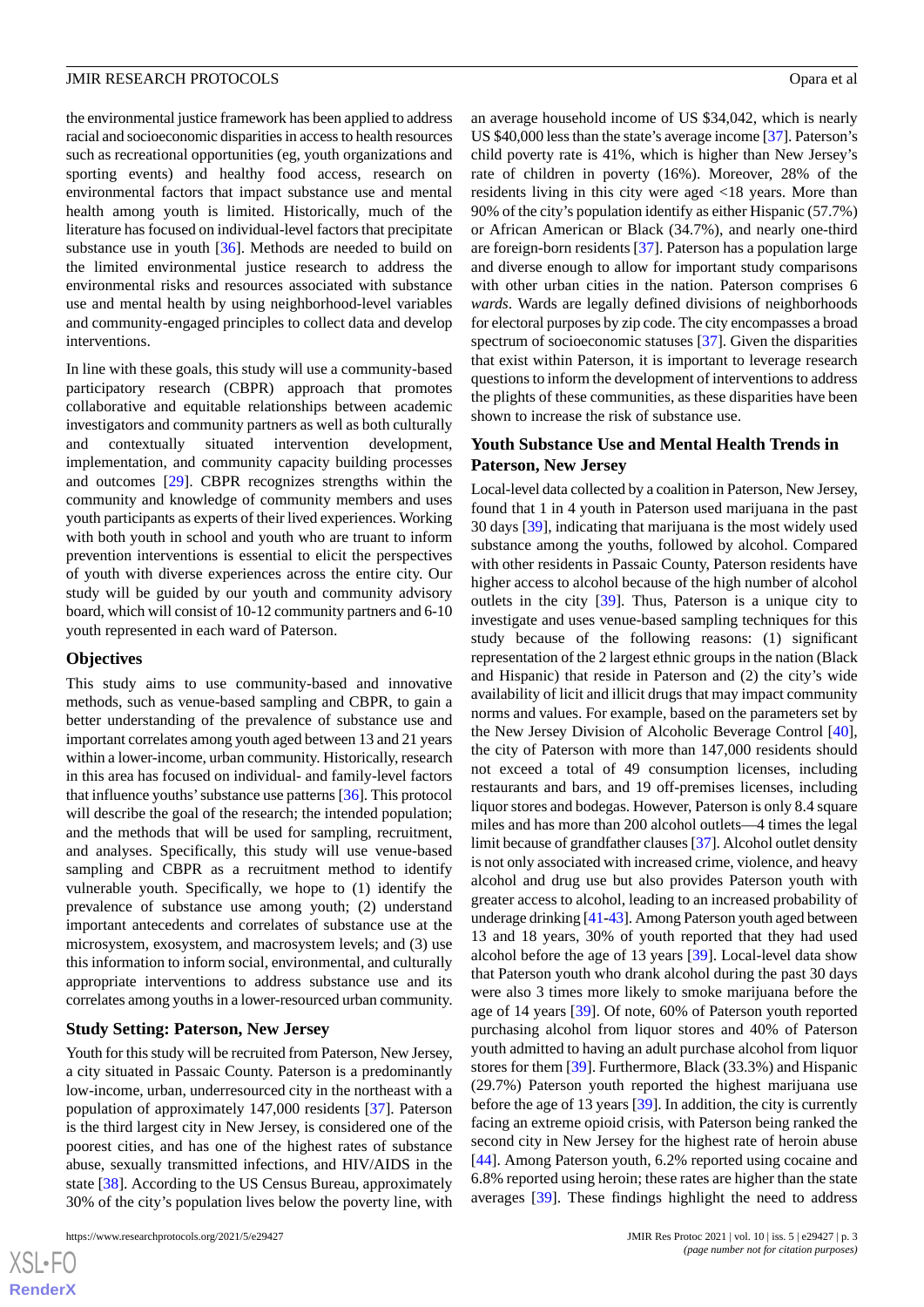the environmental justice framework has been applied to address racial and socioeconomic disparities in access to health resources such as recreational opportunities (eg, youth organizations and sporting events) and healthy food access, research on environmental factors that impact substance use and mental health among youth is limited. Historically, much of the literature has focused on individual-level factors that precipitate substance use in youth [36]. Methods are needed to build on the limited environmental justice research to address the environmental risks and resources associated with substance use and mental health by using neighborhood-level variables and community-engaged principles to collect data and develop interventions.

In line with these goals, this study will use a community-based participatory research (CBPR) approach that promotes collaborative and equitable relationships between academic investigators and community partners as well as both culturally and contextually situated intervention development, implementation, and community capacity building processes and outcomes [29]. CBPR recognizes strengths within the community and knowledge of community members and uses youth participants as experts of their lived experiences. Working with both youth in school and youth who are truant to inform prevention interventions is essential to elicit the perspectives of youth with diverse experiences across the entire city. Our study will be guided by our youth and community advisory board, which will consist of 10-12 community partners and 6-10 youth represented in each ward of Paterson.

### Objectives

This study aims to use community-based and innovative methods, such as venue-based sampling and CBPR, to gain a better understanding of the prevalence of substance use and important correlates among youth aged between 13 and 21 years within a lower-income, urban community. Historically, research in this area has focused on individual- and family-level factors that influence youths' substance use patterns [36]. This protocol will describe the goal of the research; the intended population; and the methods that will be used for sampling, recruitment, and analyses. Specifically, this study will use venue-based sampling and CBPR as a recruitment method to identify vulnerable youth. Specifically, we hope to (1) identify the prevalence of substance use among youth; (2) understand important antecedents and correlates of substance use at the microsystem, exosystem, and macrosystem levels; and (3) use this information to inform social, environmental, and culturally appropriate interventions to address substance use and its correlates among youths in a lower-resourced urban community.

### Study Setting: Paterson, New Jersey

Youth for this study will be recruited from Paterson, New Jersey, a city situated in Passaic County. Paterson is a predominantly low-income, urban, underresourced city in the northeast with a population of approximately 147,000 residents [37]. Paterson is the third largest city in New Jersey, is considered one of the poorest cities, and has one of the highest rates of substance abuse, sexually transmitted infections, and HIV/AIDS in the state [38]. According to the US Census Bureau, approximately 30% of the city's population lives below the poverty line, with an average household income of US $34,042, which is nearly US $40,000 less than the state's average income [37]. Paterson's child poverty rate is 41%, which is higher than New Jersey's rate of children in poverty (16%). Moreover, 28% of the residents living in this city were aged <18 years. More than 90% of the city's population identify as either Hispanic (57.7%) or African American or Black (34.7%), and nearly one-third are foreign-born residents [37]. Paterson has a population large and diverse enough to allow for important study comparisons with other urban cities in the nation. Paterson comprises 6 *wards*. Wards are legally defined divisions of neighborhoods for electoral purposes by zip code. The city encompasses a broad spectrum of socioeconomic statuses [37]. Given the disparities that exist within Paterson, it is important to leverage research questions to inform the development of interventions to address the plights of these communities, as these disparities have been shown to increase the risk of substance use.

### Youth Substance Use and Mental Health Trends in Paterson, New Jersey

Local-level data collected by a coalition in Paterson, New Jersey, found that 1 in 4 youth in Paterson used marijuana in the past 30 days [39], indicating that marijuana is the most widely used substance among the youths, followed by alcohol. Compared with other residents in Passaic County, Paterson residents have higher access to alcohol because of the high number of alcohol outlets in the city [39]. Thus, Paterson is a unique city to investigate and uses venue-based sampling techniques for this study because of the following reasons: (1) significant representation of the 2 largest ethnic groups in the nation (Black and Hispanic) that reside in Paterson and (2) the city's wide availability of licit and illicit drugs that may impact community norms and values. For example, based on the parameters set by the New Jersey Division of Alcoholic Beverage Control [40], the city of Paterson with more than 147,000 residents should not exceed a total of 49 consumption licenses, including restaurants and bars, and 19 off-premises licenses, including liquor stores and bodegas. However, Paterson is only 8.4 square miles and has more than 200 alcohol outlets—4 times the legal limit because of grandfather clauses [37]. Alcohol outlet density is not only associated with increased crime, violence, and heavy alcohol and drug use but also provides Paterson youth with greater access to alcohol, leading to an increased probability of underage drinking [41-43]. Among Paterson youth aged between 13 and 18 years, 30% of youth reported that they had used alcohol before the age of 13 years [39]. Local-level data show that Paterson youth who drank alcohol during the past 30 days were also 3 times more likely to smoke marijuana before the age of 14 years [39]. Of note, 60% of Paterson youth reported purchasing alcohol from liquor stores and 40% of Paterson youth admitted to having an adult purchase alcohol from liquor stores for them [39]. Furthermore, Black (33.3%) and Hispanic (29.7%) Paterson youth reported the highest marijuana use before the age of 13 years [39]. In addition, the city is currently facing an extreme opioid crisis, with Paterson being ranked the second city in New Jersey for the highest rate of heroin abuse [44]. Among Paterson youth, 6.2% reported using cocaine and 6.8% reported using heroin; these rates are higher than the state averages [39]. These findings highlight the need to address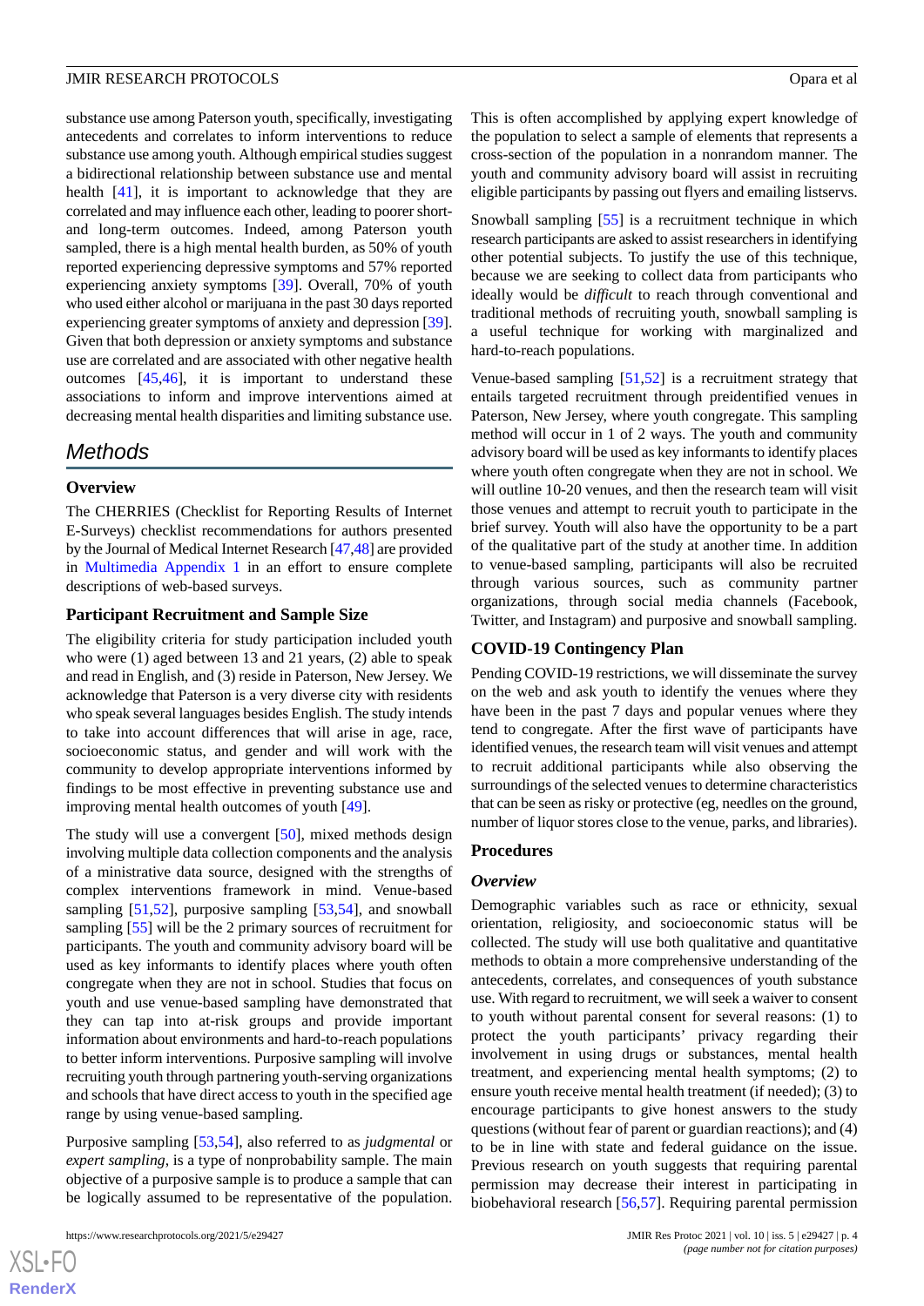substance use among Paterson youth, specifically, investigating antecedents and correlates to inform interventions to reduce substance use among youth. Although empirical studies suggest a bidirectional relationship between substance use and mental health [41], it is important to acknowledge that they are correlated and may influence each other, leading to poorer short- and long-term outcomes. Indeed, among Paterson youth sampled, there is a high mental health burden, as 50% of youth reported experiencing depressive symptoms and 57% reported experiencing anxiety symptoms [39]. Overall, 70% of youth who used either alcohol or marijuana in the past 30 days reported experiencing greater symptoms of anxiety and depression [39]. Given that both depression or anxiety symptoms and substance use are correlated and are associated with other negative health outcomes [45,46], it is important to understand these associations to inform and improve interventions aimed at decreasing mental health disparities and limiting substance use.

## Methods

### Overview

The CHERRIES (Checklist for Reporting Results of Internet E-Surveys) checklist recommendations for authors presented by the Journal of Medical Internet Research [47,48] are provided in Multimedia Appendix 1 in an effort to ensure complete descriptions of web-based surveys.

### Participant Recruitment and Sample Size

The eligibility criteria for study participation included youth who were (1) aged between 13 and 21 years, (2) able to speak and read in English, and (3) reside in Paterson, New Jersey. We acknowledge that Paterson is a very diverse city with residents who speak several languages besides English. The study intends to take into account differences that will arise in age, race, socioeconomic status, and gender and will work with the community to develop appropriate interventions informed by findings to be most effective in preventing substance use and improving mental health outcomes of youth [49].

The study will use a convergent [50], mixed methods design involving multiple data collection components and the analysis of a ministrative data source, designed with the strengths of complex interventions framework in mind. Venue-based sampling [51,52], purposive sampling [53,54], and snowball sampling [55] will be the 2 primary sources of recruitment for participants. The youth and community advisory board will be used as key informants to identify places where youth often congregate when they are not in school. Studies that focus on youth and use venue-based sampling have demonstrated that they can tap into at-risk groups and provide important information about environments and hard-to-reach populations to better inform interventions. Purposive sampling will involve recruiting youth through partnering youth-serving organizations and schools that have direct access to youth in the specified age range by using venue-based sampling.

Purposive sampling [53,54], also referred to as *judgmental* or *expert sampling*, is a type of nonprobability sample. The main objective of a purposive sample is to produce a sample that can be logically assumed to be representative of the population. This is often accomplished by applying expert knowledge of the population to select a sample of elements that represents a cross-section of the population in a nonrandom manner. The youth and community advisory board will assist in recruiting eligible participants by passing out flyers and emailing listservs.

Snowball sampling [55] is a recruitment technique in which research participants are asked to assist researchers in identifying other potential subjects. To justify the use of this technique, because we are seeking to collect data from participants who ideally would be *difficult* to reach through conventional and traditional methods of recruiting youth, snowball sampling is a useful technique for working with marginalized and hard-to-reach populations.

Venue-based sampling [51,52] is a recruitment strategy that entails targeted recruitment through predentified venues in Paterson, New Jersey, where youth congregate. This sampling method will occur in 1 of 2 ways. The youth and community advisory board will be used as key informants to identify places where youth often congregate when they are not in school. We will outline 10-20 venues, and then the research team will visit those venues and attempt to recruit youth to participate in the brief survey. Youth will also have the opportunity to be a part of the qualitative part of the study at another time. In addition to venue-based sampling, participants will also be recruited through various sources, such as community partner organizations, through social media channels (Facebook, Twitter, and Instagram) and purposive and snowball sampling.

### COVID-19 Contingency Plan

Pending COVID-19 restrictions, we will disseminate the survey on the web and ask youth to identify the venues where they have been in the past 7 days and popular venues where they tend to congregate. After the first wave of participants have identified venues, the research team will visit venues and attempt to recruit additional participants while also observing the surroundings of the selected venues to determine characteristics that can be seen as risky or protective (eg, needles on the ground, number of liquor stores close to the venue, parks, and libraries).

### Procedures

#### Overview

Demographic variables such as race or ethnicity, sexual orientation, religiosity, and socioeconomic status will be collected. The study will use both qualitative and quantitative methods to obtain a more comprehensive understanding of the antecedents, correlates, and consequences of youth substance use. With regard to recruitment, we will seek a waiver to consent to youth without parental consent for several reasons: (1) to protect the youth participants' privacy regarding their involvement in using drugs or substances, mental health treatment, and experiencing mental health symptoms; (2) to ensure youth receive mental health treatment (if needed); (3) to encourage participants to give honest answers to the study questions (without fear of parent or guardian reactions); and (4) to be in line with state and federal guidance on the issue. Previous research on youth suggests that requiring parental permission may decrease their interest in participating in biobehavioral research [56,57]. Requiring parental permission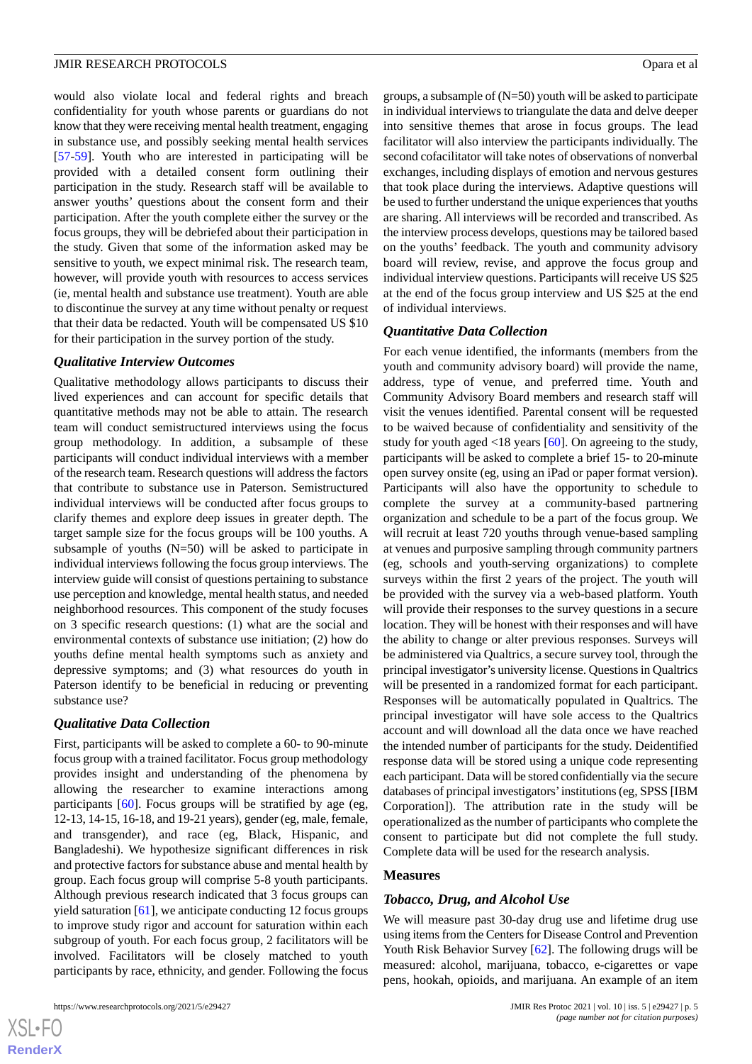would also violate local and federal rights and breach confidentiality for youth whose parents or guardians do not know that they were receiving mental health treatment, engaging in substance use, and possibly seeking mental health services [57-59]. Youth who are interested in participating will be provided with a detailed consent form outlining their participation in the study. Research staff will be available to answer youths' questions about the consent form and their participation. After the youth complete either the survey or the focus groups, they will be debriefed about their participation in the study. Given that some of the information asked may be sensitive to youth, we expect minimal risk. The research team, however, will provide youth with resources to access services (ie, mental health and substance use treatment). Youth are able to discontinue the survey at any time without penalty or request that their data be redacted. Youth will be compensated US $10 for their participation in the survey portion of the study.

### *Qualitative Interview Outcomes*

Qualitative methodology allows participants to discuss their lived experiences and can account for specific details that quantitative methods may not be able to attain. The research team will conduct semistructured interviews using the focus group methodology. In addition, a subsample of these participants will conduct individual interviews with a member of the research team. Research questions will address the factors that contribute to substance use in Paterson. Semistructured individual interviews will be conducted after focus groups to clarify themes and explore deep issues in greater depth. The target sample size for the focus groups will be 100 youths. A subsample of youths (N=50) will be asked to participate in individual interviews following the focus group interviews. The interview guide will consist of questions pertaining to substance use perception and knowledge, mental health status, and needed neighborhood resources. This component of the study focuses on 3 specific research questions: (1) what are the social and environmental contexts of substance use initiation; (2) how do youths define mental health symptoms such as anxiety and depressive symptoms; and (3) what resources do youth in Paterson identify to be beneficial in reducing or preventing substance use?

### *Qualitative Data Collection*

First, participants will be asked to complete a 60- to 90-minute focus group with a trained facilitator. Focus group methodology provides insight and understanding of the phenomena by allowing the researcher to examine interactions among participants [60]. Focus groups will be stratified by age (eg, 12-13, 14-15, 16-18, and 19-21 years), gender (eg, male, female, and transgender), and race (eg, Black, Hispanic, and Bangladeshi). We hypothesize significant differences in risk and protective factors for substance abuse and mental health by group. Each focus group will comprise 5-8 youth participants. Although previous research indicated that 3 focus groups can yield saturation [61], we anticipate conducting 12 focus groups to improve study rigor and account for saturation within each subgroup of youth. For each focus group, 2 facilitators will be involved. Facilitators will be closely matched to youth participants by race, ethnicity, and gender. Following the focus groups, a subsample of (N=50) youth will be asked to participate in individual interviews to triangulate the data and delve deeper into sensitive themes that arose in focus groups. The lead facilitator will also interview the participants individually. The second cofacilitator will take notes of observations of nonverbal exchanges, including displays of emotion and nervous gestures that took place during the interviews. Adaptive questions will be used to further understand the unique experiences that youths are sharing. All interviews will be recorded and transcribed. As the interview process develops, questions may be tailored based on the youths' feedback. The youth and community advisory board will review, revise, and approve the focus group and individual interview questions. Participants will receive US $25 at the end of the focus group interview and US $25 at the end of individual interviews.

### *Quantitative Data Collection*

For each venue identified, the informants (members from the youth and community advisory board) will provide the name, address, type of venue, and preferred time. Youth and Community Advisory Board members and research staff will visit the venues identified. Parental consent will be requested to be waived because of confidentiality and sensitivity of the study for youth aged <18 years [60]. On agreeing to the study, participants will be asked to complete a brief 15- to 20-minute open survey onsite (eg, using an iPad or paper format version). Participants will also have the opportunity to schedule to complete the survey at a community-based partnering organization and schedule to be a part of the focus group. We will recruit at least 720 youths through venue-based sampling at venues and purposive sampling through community partners (eg, schools and youth-serving organizations) to complete surveys within the first 2 years of the project. The youth will be provided with the survey via a web-based platform. Youth will provide their responses to the survey questions in a secure location. They will be honest with their responses and will have the ability to change or alter previous responses. Surveys will be administered via Qualtrics, a secure survey tool, through the principal investigator's university license. Questions in Qualtrics will be presented in a randomized format for each participant. Responses will be automatically populated in Qualtrics. The principal investigator will have sole access to the Qualtrics account and will download all the data once we have reached the intended number of participants for the study. Deidentified response data will be stored using a unique code representing each participant. Data will be stored confidentially via the secure databases of principal investigators' institutions (eg, SPSS [IBM Corporation]). The attribution rate in the study will be operationalized as the number of participants who complete the consent to participate but did not complete the full study. Complete data will be used for the research analysis.

## Measures

### *Tobacco, Drug, and Alcohol Use*

We will measure past 30-day drug use and lifetime drug use using items from the Centers for Disease Control and Prevention Youth Risk Behavior Survey [62]. The following drugs will be measured: alcohol, marijuana, tobacco, e-cigarettes or vape pens, hookah, opioids, and marijuana. An example of an item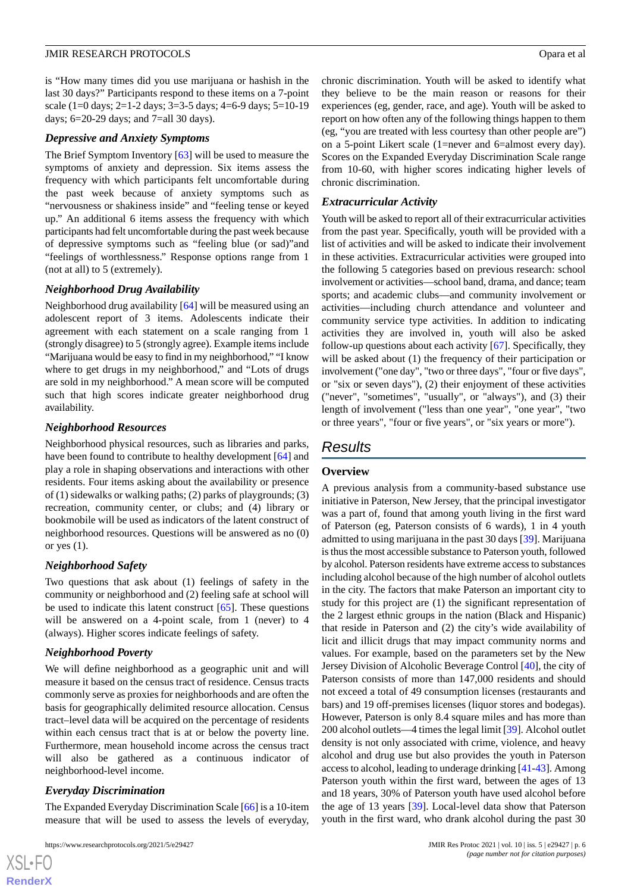is "How many times did you use marijuana or hashish in the last 30 days?" Participants respond to these items on a 7-point scale (1=0 days; 2=1-2 days; 3=3-5 days; 4=6-9 days; 5=10-19 days; 6=20-29 days; and 7=all 30 days).

### Depressive and Anxiety Symptoms

The Brief Symptom Inventory [63] will be used to measure the symptoms of anxiety and depression. Six items assess the frequency with which participants felt uncomfortable during the past week because of anxiety symptoms such as "nervousness or shakiness inside" and "feeling tense or keyed up." An additional 6 items assess the frequency with which participants had felt uncomfortable during the past week because of depressive symptoms such as "feeling blue (or sad)"and "feelings of worthlessness." Response options range from 1 (not at all) to 5 (extremely).

### Neighborhood Drug Availability

Neighborhood drug availability [64] will be measured using an adolescent report of 3 items. Adolescents indicate their agreement with each statement on a scale ranging from 1 (strongly disagree) to 5 (strongly agree). Example items include "Marijuana would be easy to find in my neighborhood," "I know where to get drugs in my neighborhood," and "Lots of drugs are sold in my neighborhood." A mean score will be computed such that high scores indicate greater neighborhood drug availability.

### Neighborhood Resources

Neighborhood physical resources, such as libraries and parks, have been found to contribute to healthy development [64] and play a role in shaping observations and interactions with other residents. Four items asking about the availability or presence of (1) sidewalks or walking paths; (2) parks of playgrounds; (3) recreation, community center, or clubs; and (4) library or bookmobile will be used as indicators of the latent construct of neighborhood resources. Questions will be answered as no (0) or yes (1).

### Neighborhood Safety

Two questions that ask about (1) feelings of safety in the community or neighborhood and (2) feeling safe at school will be used to indicate this latent construct [65]. These questions will be answered on a 4-point scale, from 1 (never) to 4 (always). Higher scores indicate feelings of safety.

### Neighborhood Poverty

We will define neighborhood as a geographic unit and will measure it based on the census tract of residence. Census tracts commonly serve as proxies for neighborhoods and are often the basis for geographically delimited resource allocation. Census tract–level data will be acquired on the percentage of residents within each census tract that is at or below the poverty line. Furthermore, mean household income across the census tract will also be gathered as a continuous indicator of neighborhood-level income.

### Everyday Discrimination

The Expanded Everyday Discrimination Scale [66] is a 10-item measure that will be used to assess the levels of everyday, chronic discrimination. Youth will be asked to identify what they believe to be the main reason or reasons for their experiences (eg, gender, race, and age). Youth will be asked to report on how often any of the following things happen to them (eg, "you are treated with less courtesy than other people are") on a 5-point Likert scale (1=never and 6=almost every day). Scores on the Expanded Everyday Discrimination Scale range from 10-60, with higher scores indicating higher levels of chronic discrimination.

### Extracurricular Activity

Youth will be asked to report all of their extracurricular activities from the past year. Specifically, youth will be provided with a list of activities and will be asked to indicate their involvement in these activities. Extracurricular activities were grouped into the following 5 categories based on previous research: school involvement or activities—school band, drama, and dance; team sports; and academic clubs—and community involvement or activities—including church attendance and volunteer and community service type activities. In addition to indicating activities they are involved in, youth will also be asked follow-up questions about each activity [67]. Specifically, they will be asked about (1) the frequency of their participation or involvement ("one day", "two or three days", "four or five days", or "six or seven days"), (2) their enjoyment of these activities ("never", "sometimes", "usually", or "always"), and (3) their length of involvement ("less than one year", "one year", "two or three years", "four or five years", or "six years or more").

## Results

### Overview

A previous analysis from a community-based substance use initiative in Paterson, New Jersey, that the principal investigator was a part of, found that among youth living in the first ward of Paterson (eg, Paterson consists of 6 wards), 1 in 4 youth admitted to using marijuana in the past 30 days [39]. Marijuana is thus the most accessible substance to Paterson youth, followed by alcohol. Paterson residents have extreme access to substances including alcohol because of the high number of alcohol outlets in the city. The factors that make Paterson an important city to study for this project are (1) the significant representation of the 2 largest ethnic groups in the nation (Black and Hispanic) that reside in Paterson and (2) the city's wide availability of licit and illicit drugs that may impact community norms and values. For example, based on the parameters set by the New Jersey Division of Alcoholic Beverage Control [40], the city of Paterson consists of more than 147,000 residents and should not exceed a total of 49 consumption licenses (restaurants and bars) and 19 off-premises licenses (liquor stores and bodegas). However, Paterson is only 8.4 square miles and has more than 200 alcohol outlets—4 times the legal limit [39]. Alcohol outlet density is not only associated with crime, violence, and heavy alcohol and drug use but also provides the youth in Paterson access to alcohol, leading to underage drinking [41-43]. Among Paterson youth within the first ward, between the ages of 13 and 18 years, 30% of Paterson youth have used alcohol before the age of 13 years [39]. Local-level data show that Paterson youth in the first ward, who drank alcohol during the past 30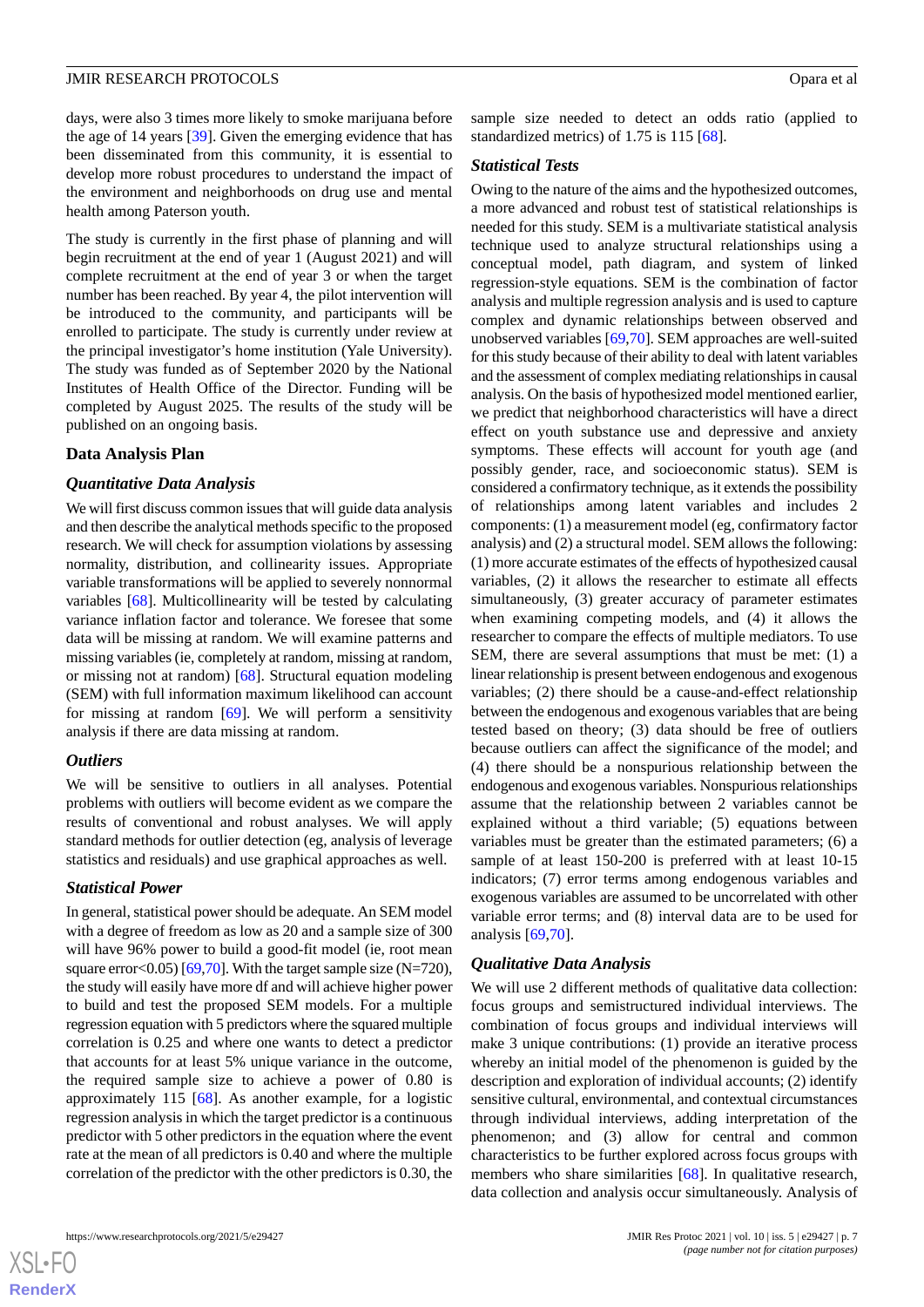days, were also 3 times more likely to smoke marijuana before the age of 14 years [39]. Given the emerging evidence that has been disseminated from this community, it is essential to develop more robust procedures to understand the impact of the environment and neighborhoods on drug use and mental health among Paterson youth.

The study is currently in the first phase of planning and will begin recruitment at the end of year 1 (August 2021) and will complete recruitment at the end of year 3 or when the target number has been reached. By year 4, the pilot intervention will be introduced to the community, and participants will be enrolled to participate. The study is currently under review at the principal investigator's home institution (Yale University). The study was funded as of September 2020 by the National Institutes of Health Office of the Director. Funding will be completed by August 2025. The results of the study will be published on an ongoing basis.

## Data Analysis Plan

### Quantitative Data Analysis

We will first discuss common issues that will guide data analysis and then describe the analytical methods specific to the proposed research. We will check for assumption violations by assessing normality, distribution, and collinearity issues. Appropriate variable transformations will be applied to severely nonnormal variables [68]. Multicollinearity will be tested by calculating variance inflation factor and tolerance. We foresee that some data will be missing at random. We will examine patterns and missing variables (ie, completely at random, missing at random, or missing not at random) [68]. Structural equation modeling (SEM) with full information maximum likelihood can account for missing at random [69]. We will perform a sensitivity analysis if there are data missing at random.

### Outliers

We will be sensitive to outliers in all analyses. Potential problems with outliers will become evident as we compare the results of conventional and robust analyses. We will apply standard methods for outlier detection (eg, analysis of leverage statistics and residuals) and use graphical approaches as well.

### Statistical Power

In general, statistical power should be adequate. An SEM model with a degree of freedom as low as 20 and a sample size of 300 will have 96% power to build a good-fit model (ie, root mean square error<0.05) [69,70]. With the target sample size (N=720), the study will easily have more df and will achieve higher power to build and test the proposed SEM models. For a multiple regression equation with 5 predictors where the squared multiple correlation is 0.25 and where one wants to detect a predictor that accounts for at least 5% unique variance in the outcome, the required sample size to achieve a power of 0.80 is approximately 115 [68]. As another example, for a logistic regression analysis in which the target predictor is a continuous predictor with 5 other predictors in the equation where the event rate at the mean of all predictors is 0.40 and where the multiple correlation of the predictor with the other predictors is 0.30, the sample size needed to detect an odds ratio (applied to standardized metrics) of 1.75 is 115 [68].

### Statistical Tests

Owing to the nature of the aims and the hypothesized outcomes, a more advanced and robust test of statistical relationships is needed for this study. SEM is a multivariate statistical analysis technique used to analyze structural relationships using a conceptual model, path diagram, and system of linked regression-style equations. SEM is the combination of factor analysis and multiple regression analysis and is used to capture complex and dynamic relationships between observed and unobserved variables [69,70]. SEM approaches are well-suited for this study because of their ability to deal with latent variables and the assessment of complex mediating relationships in causal analysis. On the basis of hypothesized model mentioned earlier, we predict that neighborhood characteristics will have a direct effect on youth substance use and depressive and anxiety symptoms. These effects will account for youth age (and possibly gender, race, and socioeconomic status). SEM is considered a confirmatory technique, as it extends the possibility of relationships among latent variables and includes 2 components: (1) a measurement model (eg, confirmatory factor analysis) and (2) a structural model. SEM allows the following: (1) more accurate estimates of the effects of hypothesized causal variables, (2) it allows the researcher to estimate all effects simultaneously, (3) greater accuracy of parameter estimates when examining competing models, and (4) it allows the researcher to compare the effects of multiple mediators. To use SEM, there are several assumptions that must be met: (1) a linear relationship is present between endogenous and exogenous variables; (2) there should be a cause-and-effect relationship between the endogenous and exogenous variables that are being tested based on theory; (3) data should be free of outliers because outliers can affect the significance of the model; and (4) there should be a nonspurious relationship between the endogenous and exogenous variables. Nonspurious relationships assume that the relationship between 2 variables cannot be explained without a third variable; (5) equations between variables must be greater than the estimated parameters; (6) a sample of at least 150-200 is preferred with at least 10-15 indicators; (7) error terms among endogenous variables and exogenous variables are assumed to be uncorrelated with other variable error terms; and (8) interval data are to be used for analysis [69,70].

### Qualitative Data Analysis

We will use 2 different methods of qualitative data collection: focus groups and semistructured individual interviews. The combination of focus groups and individual interviews will make 3 unique contributions: (1) provide an iterative process whereby an initial model of the phenomenon is guided by the description and exploration of individual accounts; (2) identify sensitive cultural, environmental, and contextual circumstances through individual interviews, adding interpretation of the phenomenon; and (3) allow for central and common characteristics to be further explored across focus groups with members who share similarities [68]. In qualitative research, data collection and analysis occur simultaneously. Analysis of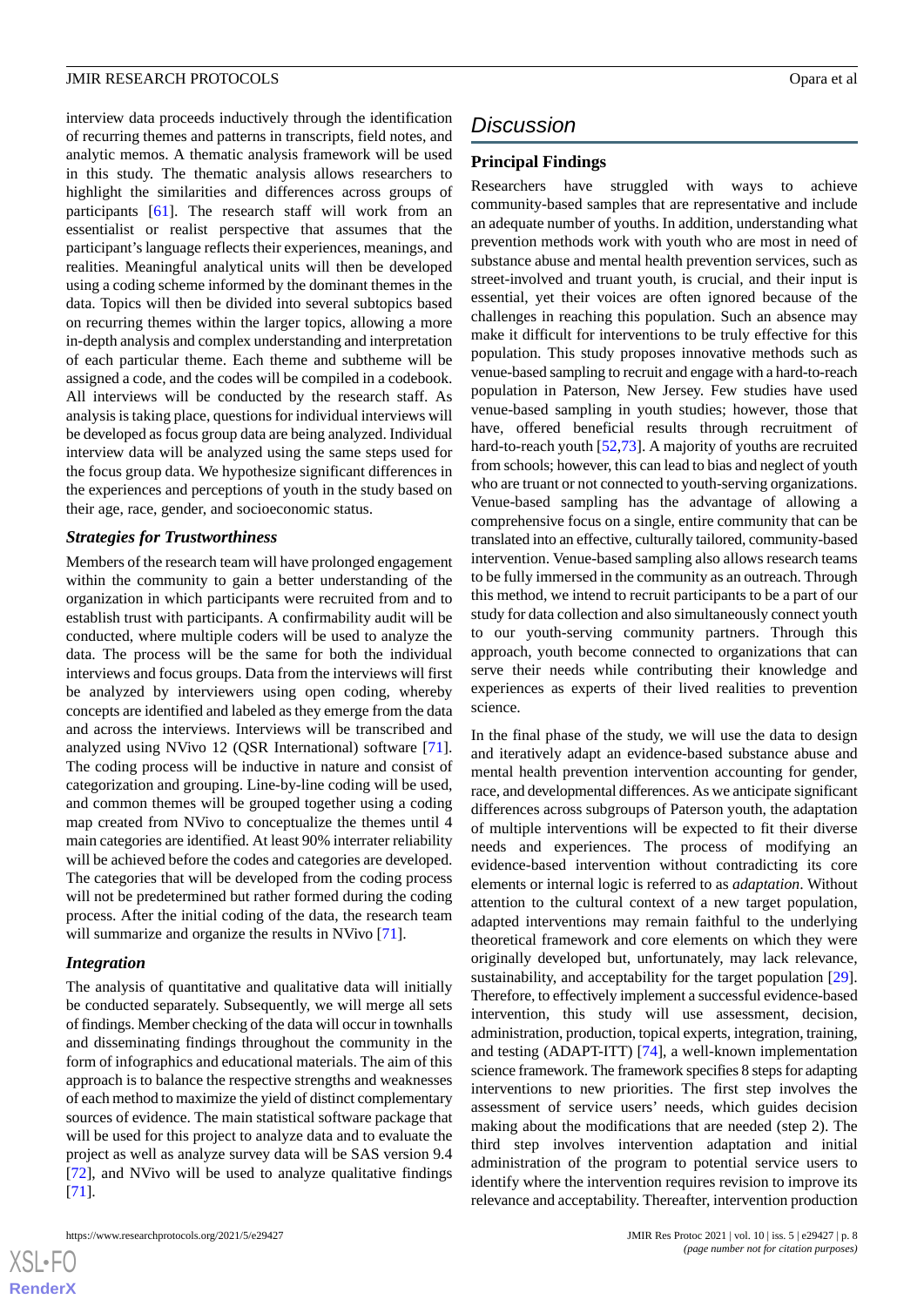interview data proceeds inductively through the identification of recurring themes and patterns in transcripts, field notes, and analytic memos. A thematic analysis framework will be used in this study. The thematic analysis allows researchers to highlight the similarities and differences across groups of participants [61]. The research staff will work from an essentialist or realist perspective that assumes that the participant's language reflects their experiences, meanings, and realities. Meaningful analytical units will then be developed using a coding scheme informed by the dominant themes in the data. Topics will then be divided into several subtopics based on recurring themes within the larger topics, allowing a more in-depth analysis and complex understanding and interpretation of each particular theme. Each theme and subtheme will be assigned a code, and the codes will be compiled in a codebook. All interviews will be conducted by the research staff. As analysis is taking place, questions for individual interviews will be developed as focus group data are being analyzed. Individual interview data will be analyzed using the same steps used for the focus group data. We hypothesize significant differences in the experiences and perceptions of youth in the study based on their age, race, gender, and socioeconomic status.

### *Strategies for Trustworthiness*

Members of the research team will have prolonged engagement within the community to gain a better understanding of the organization in which participants were recruited from and to establish trust with participants. A confirmability audit will be conducted, where multiple coders will be used to analyze the data. The process will be the same for both the individual interviews and focus groups. Data from the interviews will first be analyzed by interviewers using open coding, whereby concepts are identified and labeled as they emerge from the data and across the interviews. Interviews will be transcribed and analyzed using NVivo 12 (QSR International) software [71]. The coding process will be inductive in nature and consist of categorization and grouping. Line-by-line coding will be used, and common themes will be grouped together using a coding map created from NVivo to conceptualize the themes until 4 main categories are identified. At least 90% interrater reliability will be achieved before the codes and categories are developed. The categories that will be developed from the coding process will not be predetermined but rather formed during the coding process. After the initial coding of the data, the research team will summarize and organize the results in NVivo [71].

### *Integration*

The analysis of quantitative and qualitative data will initially be conducted separately. Subsequently, we will merge all sets of findings. Member checking of the data will occur in townhalls and disseminating findings throughout the community in the form of infographics and educational materials. The aim of this approach is to balance the respective strengths and weaknesses of each method to maximize the yield of distinct complementary sources of evidence. The main statistical software package that will be used for this project to analyze data and to evaluate the project as well as analyze survey data will be SAS version 9.4 [72], and NVivo will be used to analyze qualitative findings [71].

## *Discussion*

### Principal Findings

Researchers have struggled with ways to achieve community-based samples that are representative and include an adequate number of youths. In addition, understanding what prevention methods work with youth who are most in need of substance abuse and mental health prevention services, such as street-involved and truant youth, is crucial, and their input is essential, yet their voices are often ignored because of the challenges in reaching this population. Such an absence may make it difficult for interventions to be truly effective for this population. This study proposes innovative methods such as venue-based sampling to recruit and engage with a hard-to-reach population in Paterson, New Jersey. Few studies have used venue-based sampling in youth studies; however, those that have, offered beneficial results through recruitment of hard-to-reach youth [52,73]. A majority of youths are recruited from schools; however, this can lead to bias and neglect of youth who are truant or not connected to youth-serving organizations. Venue-based sampling has the advantage of allowing a comprehensive focus on a single, entire community that can be translated into an effective, culturally tailored, community-based intervention. Venue-based sampling also allows research teams to be fully immersed in the community as an outreach. Through this method, we intend to recruit participants to be a part of our study for data collection and also simultaneously connect youth to our youth-serving community partners. Through this approach, youth become connected to organizations that can serve their needs while contributing their knowledge and experiences as experts of their lived realities to prevention science.

In the final phase of the study, we will use the data to design and iteratively adapt an evidence-based substance abuse and mental health prevention intervention accounting for gender, race, and developmental differences. As we anticipate significant differences across subgroups of Paterson youth, the adaptation of multiple interventions will be expected to fit their diverse needs and experiences. The process of modifying an evidence-based intervention without contradicting its core elements or internal logic is referred to as *adaptation*. Without attention to the cultural context of a new target population, adapted interventions may remain faithful to the underlying theoretical framework and core elements on which they were originally developed but, unfortunately, may lack relevance, sustainability, and acceptability for the target population [29]. Therefore, to effectively implement a successful evidence-based intervention, this study will use assessment, decision, administration, production, topical experts, integration, training, and testing (ADAPT-ITT) [74], a well-known implementation science framework. The framework specifies 8 steps for adapting interventions to new priorities. The first step involves the assessment of service users' needs, which guides decision making about the modifications that are needed (step 2). The third step involves intervention adaptation and initial administration of the program to potential service users to identify where the intervention requires revision to improve its relevance and acceptability. Thereafter, intervention production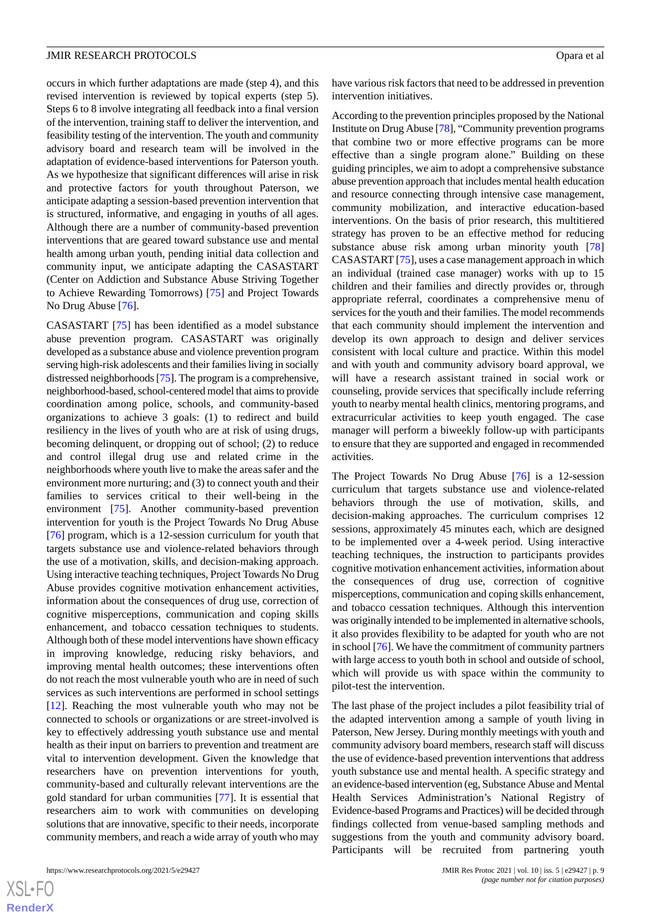occurs in which further adaptations are made (step 4), and this revised intervention is reviewed by topical experts (step 5). Steps 6 to 8 involve integrating all feedback into a final version of the intervention, training staff to deliver the intervention, and feasibility testing of the intervention. The youth and community advisory board and research team will be involved in the adaptation of evidence-based interventions for Paterson youth. As we hypothesize that significant differences will arise in risk and protective factors for youth throughout Paterson, we anticipate adapting a session-based prevention intervention that is structured, informative, and engaging in youths of all ages. Although there are a number of community-based prevention interventions that are geared toward substance use and mental health among urban youth, pending initial data collection and community input, we anticipate adapting the CASASTART (Center on Addiction and Substance Abuse Striving Together to Achieve Rewarding Tomorrows) [75] and Project Towards No Drug Abuse [76].

CASASTART [75] has been identified as a model substance abuse prevention program. CASASTART was originally developed as a substance abuse and violence prevention program serving high-risk adolescents and their families living in socially distressed neighborhoods [75]. The program is a comprehensive, neighborhood-based, school-centered model that aims to provide coordination among police, schools, and community-based organizations to achieve 3 goals: (1) to redirect and build resiliency in the lives of youth who are at risk of using drugs, becoming delinquent, or dropping out of school; (2) to reduce and control illegal drug use and related crime in the neighborhoods where youth live to make the areas safer and the environment more nurturing; and (3) to connect youth and their families to services critical to their well-being in the environment [75]. Another community-based prevention intervention for youth is the Project Towards No Drug Abuse [76] program, which is a 12-session curriculum for youth that targets substance use and violence-related behaviors through the use of a motivation, skills, and decision-making approach. Using interactive teaching techniques, Project Towards No Drug Abuse provides cognitive motivation enhancement activities, information about the consequences of drug use, correction of cognitive misperceptions, communication and coping skills enhancement, and tobacco cessation techniques to students. Although both of these model interventions have shown efficacy in improving knowledge, reducing risky behaviors, and improving mental health outcomes; these interventions often do not reach the most vulnerable youth who are in need of such services as such interventions are performed in school settings [12]. Reaching the most vulnerable youth who may not be connected to schools or organizations or are street-involved is key to effectively addressing youth substance use and mental health as their input on barriers to prevention and treatment are vital to intervention development. Given the knowledge that researchers have on prevention interventions for youth, community-based and culturally relevant interventions are the gold standard for urban communities [77]. It is essential that researchers aim to work with communities on developing solutions that are innovative, specific to their needs, incorporate community members, and reach a wide array of youth who may have various risk factors that need to be addressed in prevention intervention initiatives.

According to the prevention principles proposed by the National Institute on Drug Abuse [78], "Community prevention programs that combine two or more effective programs can be more effective than a single program alone." Building on these guiding principles, we aim to adopt a comprehensive substance abuse prevention approach that includes mental health education and resource connecting through intensive case management, community mobilization, and interactive education-based interventions. On the basis of prior research, this multitiered strategy has proven to be an effective method for reducing substance abuse risk among urban minority youth [78] CASASTART [75], uses a case management approach in which an individual (trained case manager) works with up to 15 children and their families and directly provides or, through appropriate referral, coordinates a comprehensive menu of services for the youth and their families. The model recommends that each community should implement the intervention and develop its own approach to design and deliver services consistent with local culture and practice. Within this model and with youth and community advisory board approval, we will have a research assistant trained in social work or counseling, provide services that specifically include referring youth to nearby mental health clinics, mentoring programs, and extracurricular activities to keep youth engaged. The case manager will perform a biweekly follow-up with participants to ensure that they are supported and engaged in recommended activities.

The Project Towards No Drug Abuse [76] is a 12-session curriculum that targets substance use and violence-related behaviors through the use of motivation, skills, and decision-making approaches. The curriculum comprises 12 sessions, approximately 45 minutes each, which are designed to be implemented over a 4-week period. Using interactive teaching techniques, the instruction to participants provides cognitive motivation enhancement activities, information about the consequences of drug use, correction of cognitive misperceptions, communication and coping skills enhancement, and tobacco cessation techniques. Although this intervention was originally intended to be implemented in alternative schools, it also provides flexibility to be adapted for youth who are not in school [76]. We have the commitment of community partners with large access to youth both in school and outside of school, which will provide us with space within the community to pilot-test the intervention.

The last phase of the project includes a pilot feasibility trial of the adapted intervention among a sample of youth living in Paterson, New Jersey. During monthly meetings with youth and community advisory board members, research staff will discuss the use of evidence-based prevention interventions that address youth substance use and mental health. A specific strategy and an evidence-based intervention (eg, Substance Abuse and Mental Health Services Administration's National Registry of Evidence-based Programs and Practices) will be decided through findings collected from venue-based sampling methods and suggestions from the youth and community advisory board. Participants will be recruited from partnering youth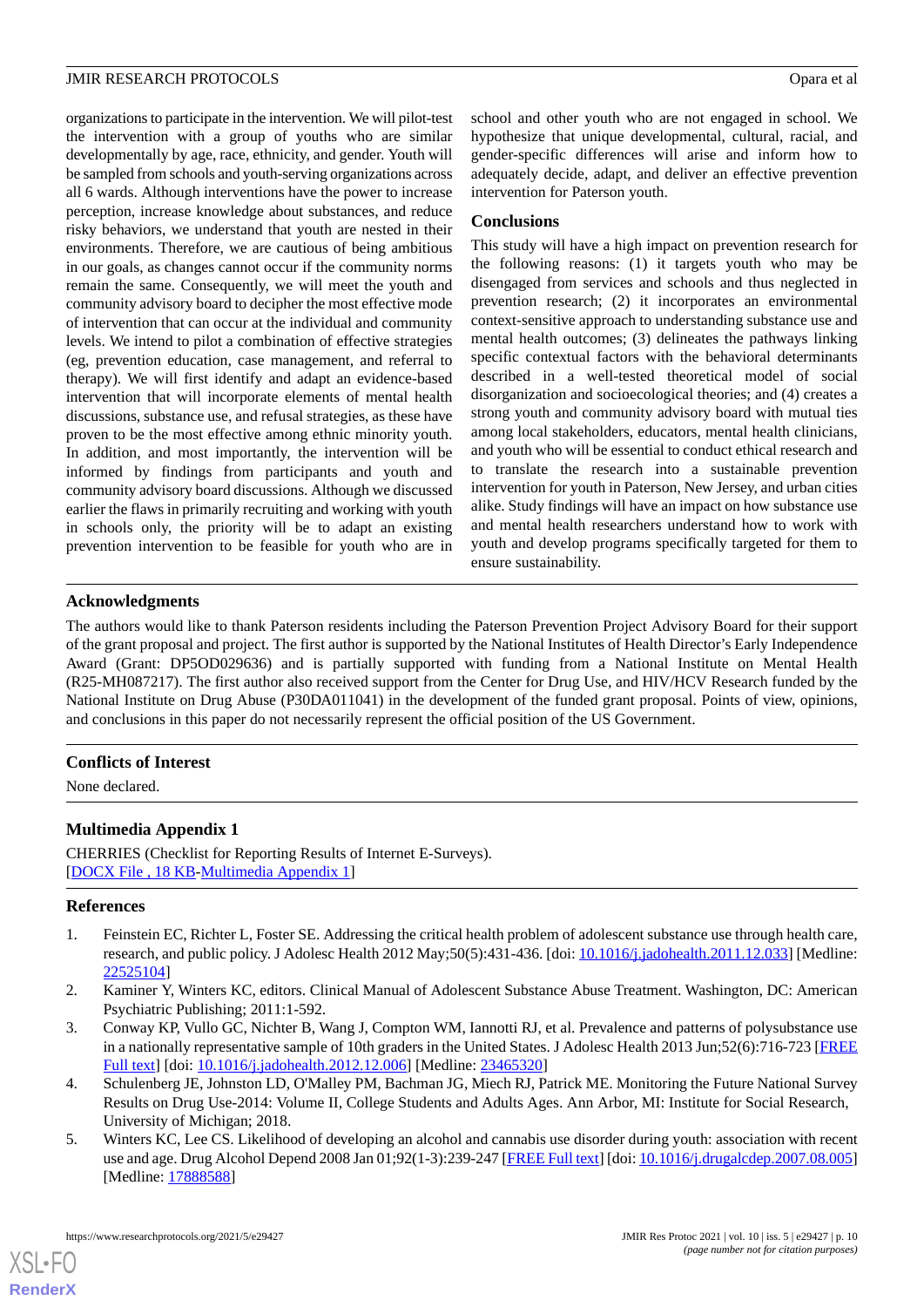organizations to participate in the intervention. We will pilot-test the intervention with a group of youths who are similar developmentally by age, race, ethnicity, and gender. Youth will be sampled from schools and youth-serving organizations across all 6 wards. Although interventions have the power to increase perception, increase knowledge about substances, and reduce risky behaviors, we understand that youth are nested in their environments. Therefore, we are cautious of being ambitious in our goals, as changes cannot occur if the community norms remain the same. Consequently, we will meet the youth and community advisory board to decipher the most effective mode of intervention that can occur at the individual and community levels. We intend to pilot a combination of effective strategies (eg, prevention education, case management, and referral to therapy). We will first identify and adapt an evidence-based intervention that will incorporate elements of mental health discussions, substance use, and refusal strategies, as these have proven to be the most effective among ethnic minority youth. In addition, and most importantly, the intervention will be informed by findings from participants and youth and community advisory board discussions. Although we discussed earlier the flaws in primarily recruiting and working with youth in schools only, the priority will be to adapt an existing prevention intervention to be feasible for youth who are in school and other youth who are not engaged in school. We hypothesize that unique developmental, cultural, racial, and gender-specific differences will arise and inform how to adequately decide, adapt, and deliver an effective prevention intervention for Paterson youth.

## Conclusions

This study will have a high impact on prevention research for the following reasons: (1) it targets youth who may be disengaged from services and schools and thus neglected in prevention research; (2) it incorporates an environmental context-sensitive approach to understanding substance use and mental health outcomes; (3) delineates the pathways linking specific contextual factors with the behavioral determinants described in a well-tested theoretical model of social disorganization and socioecological theories; and (4) creates a strong youth and community advisory board with mutual ties among local stakeholders, educators, mental health clinicians, and youth who will be essential to conduct ethical research and to translate the research into a sustainable prevention intervention for youth in Paterson, New Jersey, and urban cities alike. Study findings will have an impact on how substance use and mental health researchers understand how to work with youth and develop programs specifically targeted for them to ensure sustainability.

## Acknowledgments

The authors would like to thank Paterson residents including the Paterson Prevention Project Advisory Board for their support of the grant proposal and project. The first author is supported by the National Institutes of Health Director's Early Independence Award (Grant: DP5OD029636) and is partially supported with funding from a National Institute on Mental Health (R25-MH087217). The first author also received support from the Center for Drug Use, and HIV/HCV Research funded by the National Institute on Drug Abuse (P30DA011041) in the development of the funded grant proposal. Points of view, opinions, and conclusions in this paper do not necessarily represent the official position of the US Government.

## Conflicts of Interest

None declared.

## Multimedia Appendix 1

CHERRIES (Checklist for Reporting Results of Internet E-Surveys).
[DOCX File , 18 KB-Multimedia Appendix 1]

## References

1. Feinstein EC, Richter L, Foster SE. Addressing the critical health problem of adolescent substance use through health care, research, and public policy. J Adolesc Health 2012 May;50(5):431-436. [doi: 10.1016/j.jadohealth.2011.12.033] [Medline: 22525104]
2. Kaminer Y, Winters KC, editors. Clinical Manual of Adolescent Substance Abuse Treatment. Washington, DC: American Psychiatric Publishing; 2011:1-592.
3. Conway KP, Vullo GC, Nichter B, Wang J, Compton WM, Iannotti RJ, et al. Prevalence and patterns of polysubstance use in a nationally representative sample of 10th graders in the United States. J Adolesc Health 2013 Jun;52(6):716-723 [FREE Full text] [doi: 10.1016/j.jadohealth.2012.12.006] [Medline: 23465320]
4. Schulenberg JE, Johnston LD, O'Malley PM, Bachman JG, Miech RJ, Patrick ME. Monitoring the Future National Survey Results on Drug Use-2014: Volume II, College Students and Adults Ages. Ann Arbor, MI: Institute for Social Research, University of Michigan; 2018.
5. Winters KC, Lee CS. Likelihood of developing an alcohol and cannabis use disorder during youth: association with recent use and age. Drug Alcohol Depend 2008 Jan 01;92(1-3):239-247 [FREE Full text] [doi: 10.1016/j.drugalcdep.2007.08.005] [Medline: 17888588]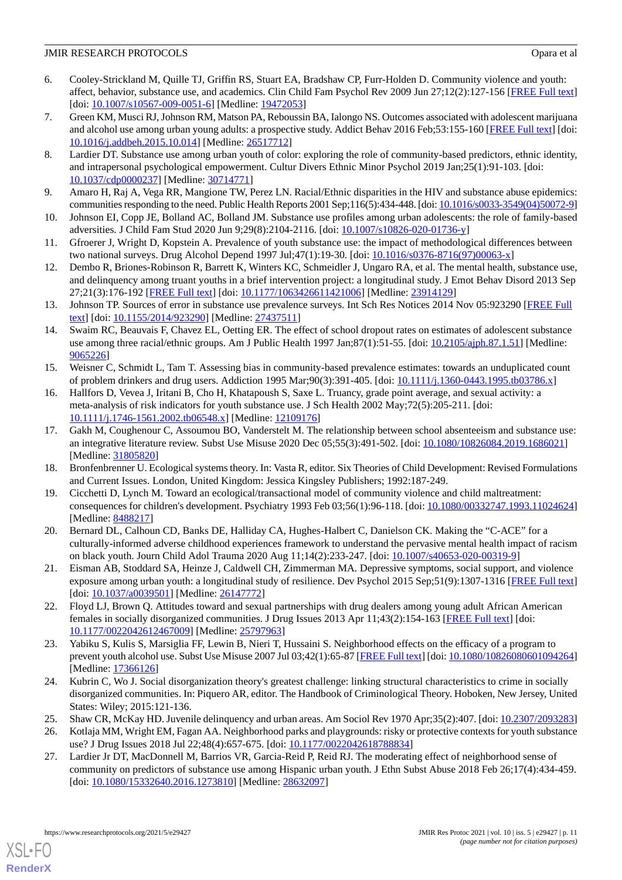6. Cooley-Strickland M, Quille TJ, Griffin RS, Stuart EA, Bradshaw CP, Furr-Holden D. Community violence and youth: affect, behavior, substance use, and academics. Clin Child Fam Psychol Rev 2009 Jun 27;12(2):127-156 [FREE Full text] [doi: 10.1007/s10567-009-0051-6] [Medline: 19472053]
7. Green KM, Musci RJ, Johnson RM, Matson PA, Reboussin BA, Ialongo NS. Outcomes associated with adolescent marijuana and alcohol use among urban young adults: a prospective study. Addict Behav 2016 Feb;53:155-160 [FREE Full text] [doi: 10.1016/j.addbeh.2015.10.014] [Medline: 26517712]
8. Lardier DT. Substance use among urban youth of color: exploring the role of community-based predictors, ethnic identity, and intrapersonal psychological empowerment. Cultur Divers Ethnic Minor Psychol 2019 Jan;25(1):91-103. [doi: 10.1037/cdp0000237] [Medline: 30714771]
9. Amaro H, Raj A, Vega RR, Mangione TW, Perez LN. Racial/Ethnic disparities in the HIV and substance abuse epidemics: communities responding to the need. Public Health Reports 2001 Sep;116(5):434-448. [doi: 10.1016/s0033-3549(04)50072-9]
10. Johnson EI, Copp JE, Bolland AC, Bolland JM. Substance use profiles among urban adolescents: the role of family-based adversities. J Child Fam Stud 2020 Jun 9;29(8):2104-2116. [doi: 10.1007/s10826-020-01736-y]
11. Gfroerer J, Wright D, Kopstein A. Prevalence of youth substance use: the impact of methodological differences between two national surveys. Drug Alcohol Depend 1997 Jul;47(1):19-30. [doi: 10.1016/s0376-8716(97)00063-x]
12. Dembo R, Briones-Robinson R, Barrett K, Winters KC, Schmeidler J, Ungaro RA, et al. The mental health, substance use, and delinquency among truant youths in a brief intervention project: a longitudinal study. J Emot Behav Disord 2013 Sep 27;21(3):176-192 [FREE Full text] [doi: 10.1177/1063426611421006] [Medline: 23914129]
13. Johnson TP. Sources of error in substance use prevalence surveys. Int Sch Res Notices 2014 Nov 05:923290 [FREE Full text] [doi: 10.1155/2014/923290] [Medline: 27437511]
14. Swaim RC, Beauvais F, Chavez EL, Oetting ER. The effect of school dropout rates on estimates of adolescent substance use among three racial/ethnic groups. Am J Public Health 1997 Jan;87(1):51-55. [doi: 10.2105/ajph.87.1.51] [Medline: 9065226]
15. Weisner C, Schmidt L, Tam T. Assessing bias in community-based prevalence estimates: towards an unduplicated count of problem drinkers and drug users. Addiction 1995 Mar;90(3):391-405. [doi: 10.1111/j.1360-0443.1995.tb03786.x]
16. Hallfors D, Vevea J, Iritani B, Cho H, Khatapoush S, Saxe L. Truancy, grade point average, and sexual activity: a meta-analysis of risk indicators for youth substance use. J Sch Health 2002 May;72(5):205-211. [doi: 10.1111/j.1746-1561.2002.tb06548.x] [Medline: 12109176]
17. Gakh M, Coughenour C, Assoumou BO, Vanderstelt M. The relationship between school absenteeism and substance use: an integrative literature review. Subst Use Misuse 2020 Dec 05;55(3):491-502. [doi: 10.1080/10826084.2019.1686021] [Medline: 31805820]
18. Bronfenbrenner U. Ecological systems theory. In: Vasta R, editor. Six Theories of Child Development: Revised Formulations and Current Issues. London, United Kingdom: Jessica Kingsley Publishers; 1992:187-249.
19. Cicchetti D, Lynch M. Toward an ecological/transactional model of community violence and child maltreatment: consequences for children's development. Psychiatry 1993 Feb 03;56(1):96-118. [doi: 10.1080/00332747.1993.11024624] [Medline: 8488217]
20. Bernard DL, Calhoun CD, Banks DE, Halliday CA, Hughes-Halbert C, Danielson CK. Making the "C-ACE" for a culturally-informed adverse childhood experiences framework to understand the pervasive mental health impact of racism on black youth. Journ Child Adol Trauma 2020 Aug 11;14(2):233-247. [doi: 10.1007/s40653-020-00319-9]
21. Eisman AB, Stoddard SA, Heinze J, Caldwell CH, Zimmerman MA. Depressive symptoms, social support, and violence exposure among urban youth: a longitudinal study of resilience. Dev Psychol 2015 Sep;51(9):1307-1316 [FREE Full text] [doi: 10.1037/a0039501] [Medline: 26147772]
22. Floyd LJ, Brown Q. Attitudes toward and sexual partnerships with drug dealers among young adult African American females in socially disorganized communities. J Drug Issues 2013 Apr 11;43(2):154-163 [FREE Full text] [doi: 10.1177/0022042612467009] [Medline: 25797963]
23. Yabiku S, Kulis S, Marsiglia FF, Lewin B, Nieri T, Hussaini S. Neighborhood effects on the efficacy of a program to prevent youth alcohol use. Subst Use Misuse 2007 Jul 03;42(1):65-87 [FREE Full text] [doi: 10.1080/10826080601094264] [Medline: 17366126]
24. Kubrin C, Wo J. Social disorganization theory's greatest challenge: linking structural characteristics to crime in socially disorganized communities. In: Piquero AR, editor. The Handbook of Criminological Theory. Hoboken, New Jersey, United States: Wiley; 2015:121-136.
25. Shaw CR, McKay HD. Juvenile delinquency and urban areas. Am Sociol Rev 1970 Apr;35(2):407. [doi: 10.2307/2093283]
26. Kotlaja MM, Wright EM, Fagan AA. Neighborhood parks and playgrounds: risky or protective contexts for youth substance use? J Drug Issues 2018 Jul 22;48(4):657-675. [doi: 10.1177/0022042618788834]
27. Lardier Jr DT, MacDonnell M, Barrios VR, Garcia-Reid P, Reid RJ. The moderating effect of neighborhood sense of community on predictors of substance use among Hispanic urban youth. J Ethn Subst Abuse 2018 Feb 26;17(4):434-459. [doi: 10.1080/15332640.2016.1273810] [Medline: 28632097]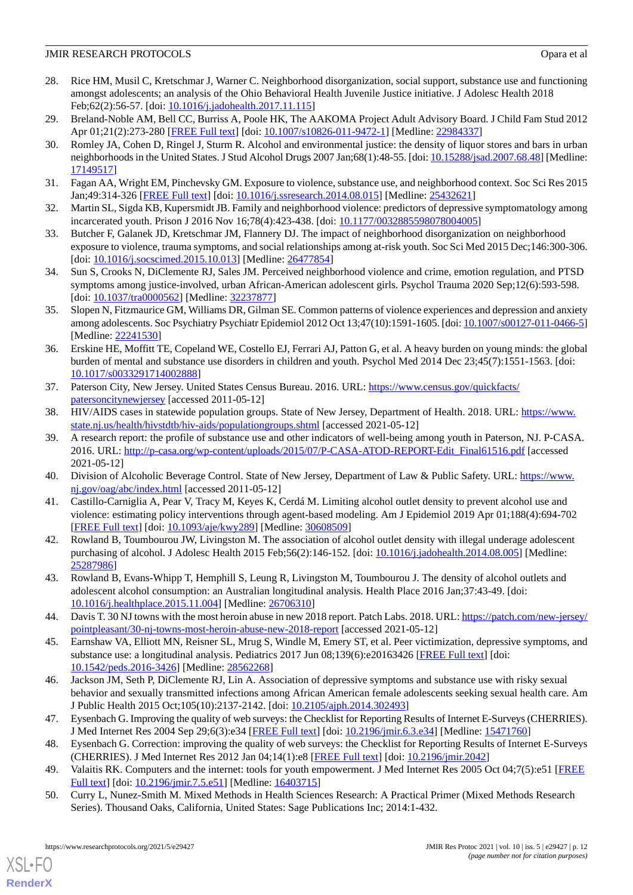28. Rice HM, Musil C, Kretschmar J, Warner C. Neighborhood disorganization, social support, substance use and functioning amongst adolescents; an analysis of the Ohio Behavioral Health Juvenile Justice initiative. J Adolesc Health 2018 Feb;62(2):56-57. [doi: 10.1016/j.jadohealth.2017.11.115]
29. Breland-Noble AM, Bell CC, Burriss A, Poole HK, The AAKOMA Project Adult Advisory Board. J Child Fam Stud 2012 Apr 01;21(2):273-280 [FREE Full text] [doi: 10.1007/s10826-011-9472-1] [Medline: 22984337]
30. Romley JA, Cohen D, Ringel J, Sturm R. Alcohol and environmental justice: the density of liquor stores and bars in urban neighborhoods in the United States. J Stud Alcohol Drugs 2007 Jan;68(1):48-55. [doi: 10.15288/jsad.2007.68.48] [Medline: 17149517]
31. Fagan AA, Wright EM, Pinchevsky GM. Exposure to violence, substance use, and neighborhood context. Soc Sci Res 2015 Jan;49:314-326 [FREE Full text] [doi: 10.1016/j.ssresearch.2014.08.015] [Medline: 25432621]
32. Martin SL, Sigda KB, Kupersmidt JB. Family and neighborhood violence: predictors of depressive symptomatology among incarcerated youth. Prison J 2016 Nov 16;78(4):423-438. [doi: 10.1177/0032885598078004005]
33. Butcher F, Galanek JD, Kretschmar JM, Flannery DJ. The impact of neighborhood disorganization on neighborhood exposure to violence, trauma symptoms, and social relationships among at-risk youth. Soc Sci Med 2015 Dec;146:300-306. [doi: 10.1016/j.socscimed.2015.10.013] [Medline: 26477854]
34. Sun S, Crooks N, DiClemente RJ, Sales JM. Perceived neighborhood violence and crime, emotion regulation, and PTSD symptoms among justice-involved, urban African-American adolescent girls. Psychol Trauma 2020 Sep;12(6):593-598. [doi: 10.1037/tra0000562] [Medline: 32237877]
35. Slopen N, Fitzmaurice GM, Williams DR, Gilman SE. Common patterns of violence experiences and depression and anxiety among adolescents. Soc Psychiatry Psychiatr Epidemiol 2012 Oct 13;47(10):1591-1605. [doi: 10.1007/s00127-011-0466-5] [Medline: 22241530]
36. Erskine HE, Moffitt TE, Copeland WE, Costello EJ, Ferrari AJ, Patton G, et al. A heavy burden on young minds: the global burden of mental and substance use disorders in children and youth. Psychol Med 2014 Dec 23;45(7):1551-1563. [doi: 10.1017/s0033291714002888]
37. Paterson City, New Jersey. United States Census Bureau. 2016. URL: https://www.census.gov/quickfacts/patersoncitynewjersey [accessed 2011-05-12]
38. HIV/AIDS cases in statewide population groups. State of New Jersey, Department of Health. 2018. URL: https://www.state.nj.us/health/hivstdtb/hiv-aids/populationgroups.shtml [accessed 2021-05-12]
39. A research report: the profile of substance use and other indicators of well-being among youth in Paterson, NJ. P-CASA. 2016. URL: http://p-casa.org/wp-content/uploads/2015/07/P-CASA-ATOD-REPORT-Edit_Final61516.pdf [accessed 2021-05-12]
40. Division of Alcoholic Beverage Control. State of New Jersey, Department of Law & Public Safety. URL: https://www.nj.gov/oag/abc/index.html [accessed 2011-05-12]
41. Castillo-Carniglia A, Pear V, Tracy M, Keyes K, Cerdá M. Limiting alcohol outlet density to prevent alcohol use and violence: estimating policy interventions through agent-based modeling. Am J Epidemiol 2019 Apr 01;188(4):694-702 [FREE Full text] [doi: 10.1093/aje/kwy289] [Medline: 30608509]
42. Rowland B, Toumbourou JW, Livingston M. The association of alcohol outlet density with illegal underage adolescent purchasing of alcohol. J Adolesc Health 2015 Feb;56(2):146-152. [doi: 10.1016/j.jadohealth.2014.08.005] [Medline: 25287986]
43. Rowland B, Evans-Whipp T, Hemphill S, Leung R, Livingston M, Toumbourou J. The density of alcohol outlets and adolescent alcohol consumption: an Australian longitudinal analysis. Health Place 2016 Jan;37:43-49. [doi: 10.1016/j.healthplace.2015.11.004] [Medline: 26706310]
44. Davis T. 30 NJ towns with the most heroin abuse in new 2018 report. Patch Labs. 2018. URL: https://patch.com/new-jersey/pointpleasant/30-nj-towns-most-heroin-abuse-new-2018-report [accessed 2021-05-12]
45. Earnshaw VA, Elliott MN, Reisner SL, Mrug S, Windle M, Emery ST, et al. Peer victimization, depressive symptoms, and substance use: a longitudinal analysis. Pediatrics 2017 Jun 08;139(6):e20163426 [FREE Full text] [doi: 10.1542/peds.2016-3426] [Medline: 28562268]
46. Jackson JM, Seth P, DiClemente RJ, Lin A. Association of depressive symptoms and substance use with risky sexual behavior and sexually transmitted infections among African American female adolescents seeking sexual health care. Am J Public Health 2015 Oct;105(10):2137-2142. [doi: 10.2105/ajph.2014.302493]
47. Eysenbach G. Improving the quality of web surveys: the Checklist for Reporting Results of Internet E-Surveys (CHERRIES). J Med Internet Res 2004 Sep 29;6(3):e34 [FREE Full text] [doi: 10.2196/jmir.6.3.e34] [Medline: 15471760]
48. Eysenbach G. Correction: improving the quality of web surveys: the Checklist for Reporting Results of Internet E-Surveys (CHERRIES). J Med Internet Res 2012 Jan 04;14(1):e8 [FREE Full text] [doi: 10.2196/jmir.2042]
49. Valaitis RK. Computers and the internet: tools for youth empowerment. J Med Internet Res 2005 Oct 04;7(5):e51 [FREE Full text] [doi: 10.2196/jmir.7.5.e51] [Medline: 16403715]
50. Curry L, Nunez-Smith M. Mixed Methods in Health Sciences Research: A Practical Primer (Mixed Methods Research Series). Thousand Oaks, California, United States: Sage Publications Inc; 2014:1-432.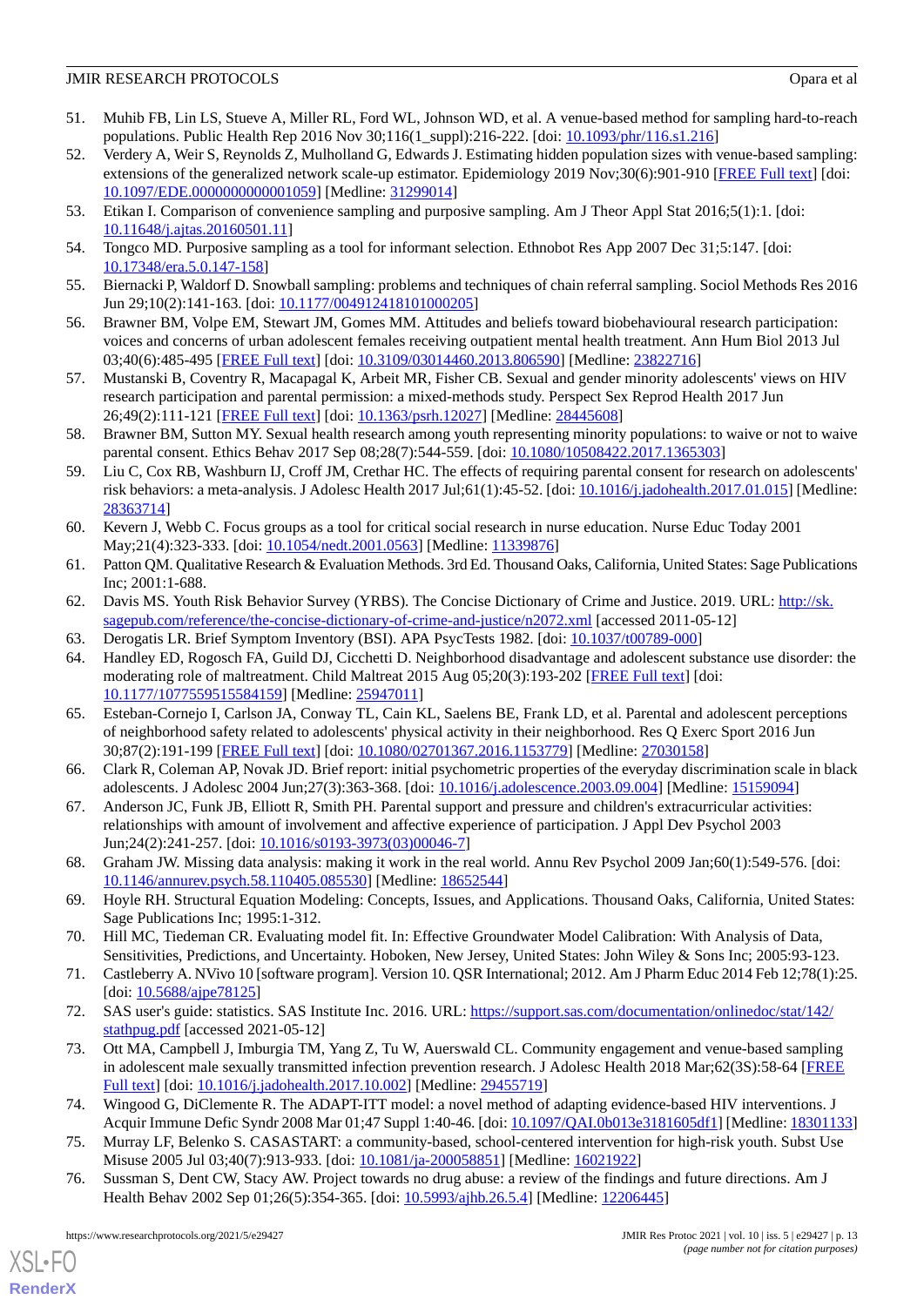51. Muhib FB, Lin LS, Stueve A, Miller RL, Ford WL, Johnson WD, et al. A venue-based method for sampling hard-to-reach populations. Public Health Rep 2016 Nov 30;116(1_suppl):216-222. [doi: 10.1093/phr/116.s1.216]
52. Verdery A, Weir S, Reynolds Z, Mulholland G, Edwards J. Estimating hidden population sizes with venue-based sampling: extensions of the generalized network scale-up estimator. Epidemiology 2019 Nov;30(6):901-910 [FREE Full text] [doi: 10.1097/EDE.0000000000001059] [Medline: 31299014]
53. Etikan I. Comparison of convenience sampling and purposive sampling. Am J Theor Appl Stat 2016;5(1):1. [doi: 10.11648/j.ajtas.20160501.11]
54. Tongco MD. Purposive sampling as a tool for informant selection. Ethnobot Res App 2007 Dec 31;5:147. [doi: 10.17348/era.5.0.147-158]
55. Biernacki P, Waldorf D. Snowball sampling: problems and techniques of chain referral sampling. Sociol Methods Res 2016 Jun 29;10(2):141-163. [doi: 10.1177/004912418101000205]
56. Brawner BM, Volpe EM, Stewart JM, Gomes MM. Attitudes and beliefs toward biobehavioural research participation: voices and concerns of urban adolescent females receiving outpatient mental health treatment. Ann Hum Biol 2013 Jul 03;40(6):485-495 [FREE Full text] [doi: 10.3109/03014460.2013.806590] [Medline: 23822716]
57. Mustanski B, Coventry R, Macapagal K, Arbeit MR, Fisher CB. Sexual and gender minority adolescents' views on HIV research participation and parental permission: a mixed-methods study. Perspect Sex Reprod Health 2017 Jun 26;49(2):111-121 [FREE Full text] [doi: 10.1363/psrh.12027] [Medline: 28445608]
58. Brawner BM, Sutton MY. Sexual health research among youth representing minority populations: to waive or not to waive parental consent. Ethics Behav 2017 Sep 08;28(7):544-559. [doi: 10.1080/10508422.2017.1365303]
59. Liu C, Cox RB, Washburn IJ, Croff JM, Crethar HC. The effects of requiring parental consent for research on adolescents' risk behaviors: a meta-analysis. J Adolesc Health 2017 Jul;61(1):45-52. [doi: 10.1016/j.jadohealth.2017.01.015] [Medline: 28363714]
60. Kevern J, Webb C. Focus groups as a tool for critical social research in nurse education. Nurse Educ Today 2001 May;21(4):323-333. [doi: 10.1054/nedt.2001.0563] [Medline: 11339876]
61. Patton QM. Qualitative Research & Evaluation Methods. 3rd Ed. Thousand Oaks, California, United States: Sage Publications Inc; 2001:1-688.
62. Davis MS. Youth Risk Behavior Survey (YRBS). The Concise Dictionary of Crime and Justice. 2019. URL: http://sk.sagepub.com/reference/the-concise-dictionary-of-crime-and-justice/n2072.xml [accessed 2011-05-12]
63. Derogatis LR. Brief Symptom Inventory (BSI). APA PsycTests 1982. [doi: 10.1037/t00789-000]
64. Handley ED, Rogosch FA, Guild DJ, Cicchetti D. Neighborhood disadvantage and adolescent substance use disorder: the moderating role of maltreatment. Child Maltreat 2015 Aug 05;20(3):193-202 [FREE Full text] [doi: 10.1177/1077559515584159] [Medline: 25947011]
65. Esteban-Cornejo I, Carlson JA, Conway TL, Cain KL, Saelens BE, Frank LD, et al. Parental and adolescent perceptions of neighborhood safety related to adolescents' physical activity in their neighborhood. Res Q Exerc Sport 2016 Jun 30;87(2):191-199 [FREE Full text] [doi: 10.1080/02701367.2016.1153779] [Medline: 27030158]
66. Clark R, Coleman AP, Novak JD. Brief report: initial psychometric properties of the everyday discrimination scale in black adolescents. J Adolesc 2004 Jun;27(3):363-368. [doi: 10.1016/j.adolescence.2003.09.004] [Medline: 15159094]
67. Anderson JC, Funk JB, Elliott R, Smith PH. Parental support and pressure and children's extracurricular activities: relationships with amount of involvement and affective experience of participation. J Appl Dev Psychol 2003 Jun;24(2):241-257. [doi: 10.1016/s0193-3973(03)00046-7]
68. Graham JW. Missing data analysis: making it work in the real world. Annu Rev Psychol 2009 Jan;60(1):549-576. [doi: 10.1146/annurev.psych.58.110405.085530] [Medline: 18652544]
69. Hoyle RH. Structural Equation Modeling: Concepts, Issues, and Applications. Thousand Oaks, California, United States: Sage Publications Inc; 1995:1-312.
70. Hill MC, Tiedeman CR. Evaluating model fit. In: Effective Groundwater Model Calibration: With Analysis of Data, Sensitivities, Predictions, and Uncertainty. Hoboken, New Jersey, United States: John Wiley & Sons Inc; 2005:93-123.
71. Castleberry A. NVivo 10 [software program]. Version 10. QSR International; 2012. Am J Pharm Educ 2014 Feb 12;78(1):25. [doi: 10.5688/ajpe78125]
72. SAS user's guide: statistics. SAS Institute Inc. 2016. URL: https://support.sas.com/documentation/onlinedoc/stat/142/stathpug.pdf [accessed 2021-05-12]
73. Ott MA, Campbell J, Imburgia TM, Yang Z, Tu W, Auerswald CL. Community engagement and venue-based sampling in adolescent male sexually transmitted infection prevention research. J Adolesc Health 2018 Mar;62(3S):58-64 [FREE Full text] [doi: 10.1016/j.jadohealth.2017.10.002] [Medline: 29455719]
74. Wingood G, DiClemente R. The ADAPT-ITT model: a novel method of adapting evidence-based HIV interventions. J Acquir Immune Defic Syndr 2008 Mar 01;47 Suppl 1:40-46. [doi: 10.1097/QAI.0b013e3181605df1] [Medline: 18301133]
75. Murray LF, Belenko S. CASASTART: a community-based, school-centered intervention for high-risk youth. Subst Use Misuse 2005 Jul 03;40(7):913-933. [doi: 10.1081/ja-200058851] [Medline: 16021922]
76. Sussman S, Dent CW, Stacy AW. Project towards no drug abuse: a review of the findings and future directions. Am J Health Behav 2002 Sep 01;26(5):354-365. [doi: 10.5993/ajhb.26.5.4] [Medline: 12206445]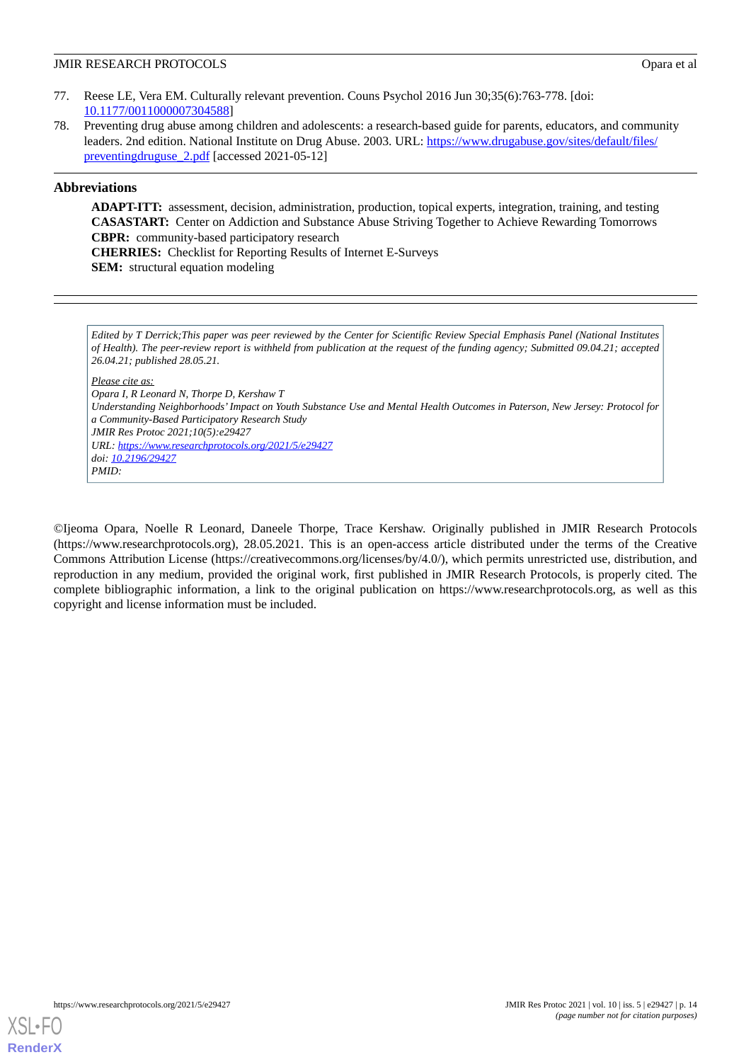77. Reese LE, Vera EM. Culturally relevant prevention. Couns Psychol 2016 Jun 30;35(6):763-778. [doi: 10.1177/0011000007304588]
78. Preventing drug abuse among children and adolescents: a research-based guide for parents, educators, and community leaders. 2nd edition. National Institute on Drug Abuse. 2003. URL: https://www.drugabuse.gov/sites/default/files/preventingdruguse_2.pdf [accessed 2021-05-12]

## Abbreviations

**ADAPT-ITT:** assessment, decision, administration, production, topical experts, integration, training, and testing
**CASASTART:** Center on Addiction and Substance Abuse Striving Together to Achieve Rewarding Tomorrows
**CBPR:** community-based participatory research
**CHERRIES:** Checklist for Reporting Results of Internet E-Surveys
**SEM:** structural equation modeling

*Edited by T Derrick;This paper was peer reviewed by the Center for Scientific Review Special Emphasis Panel (National Institutes of Health). The peer-review report is withheld from publication at the request of the funding agency; Submitted 09.04.21; accepted 26.04.21; published 28.05.21.*

*Please cite as:*
*Opara I, R Leonard N, Thorpe D, Kershaw T*
*Understanding Neighborhoods' Impact on Youth Substance Use and Mental Health Outcomes in Paterson, New Jersey: Protocol for a Community-Based Participatory Research Study*
*JMIR Res Protoc 2021;10(5):e29427*
*URL: https://www.researchprotocols.org/2021/5/e29427*
*doi: 10.2196/29427*
*PMID:*

©Ijeoma Opara, Noelle R Leonard, Daneele Thorpe, Trace Kershaw. Originally published in JMIR Research Protocols (https://www.researchprotocols.org), 28.05.2021. This is an open-access article distributed under the terms of the Creative Commons Attribution License (https://creativecommons.org/licenses/by/4.0/), which permits unrestricted use, distribution, and reproduction in any medium, provided the original work, first published in JMIR Research Protocols, is properly cited. The complete bibliographic information, a link to the original publication on https://www.researchprotocols.org, as well as this copyright and license information must be included.